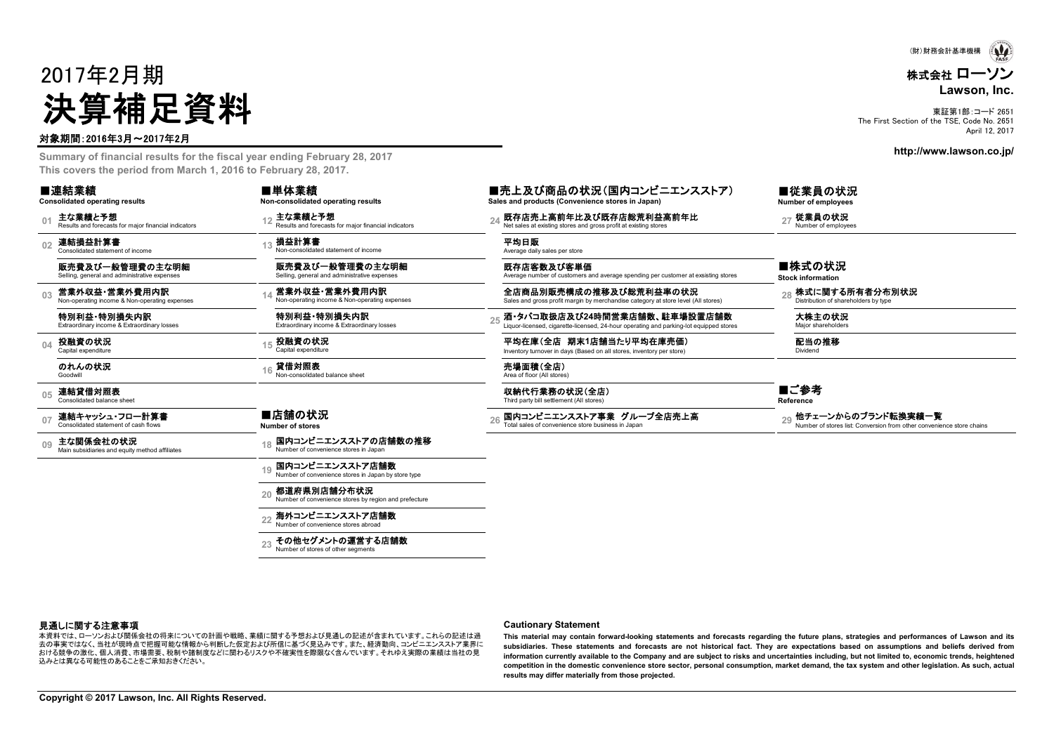(財)財務会計基準機構

株式会社 ローソン
**Lawson, Inc.**

東証第1部:コード 2651
The First Section of the TSE, Code No. 2651
April 12, 2017

http://www.lawson.co.jp/

# 2017年2月期
# 決算補足資料

**対象期間:2016年3月～2017年2月**

**Summary of financial results for the fiscal year ending February 28, 2017**
**This covers the period from March 1, 2016 to February 28, 2017.**

## ■連結業績
**Consolidated operating results**

- 01 **主な業績と予想** Results and forecasts for major financial indicators
- 02 **連結損益計算書** Consolidated statement of income
  - **販売費及び一般管理費の主な明細** Selling, general and administrative expenses
- 03 **営業外収益・営業外費用内訳** Non-operating income & Non-operating expenses
  - **特別利益・特別損失内訳** Extraordinary income & Extraordinary losses
- 04 **投融資の状況** Capital expenditure
  - **のれんの状況** Goodwill
- 05 **連結貸借対照表** Consolidated balance sheet
- 07 **連結キャッシュ・フロー計算書** Consolidated statement of cash flows
- 09 **主な関係会社の状況** Main subsidiaries and equity method affiliates

## ■単体業績
**Non-consolidated operating results**

- 12 **主な業績と予想** Results and forecasts for major financial indicators
- 13 **損益計算書** Non-consolidated statement of income
  - **販売費及び一般管理費の主な明細** Selling, general and administrative expenses
- 14 **営業外収益・営業外費用内訳** Non-operating income & Non-operating expenses
  - **特別利益・特別損失内訳** Extraordinary income & Extraordinary losses
- 15 **投融資の状況** Capital expenditure
- 16 **貸借対照表** Non-consolidated balance sheet

## ■店舗の状況
**Number of stores**

- 18 **国内コンビニエンスストアの店舗数の推移** Number of convenience stores in Japan
- 19 **国内コンビニエンスストア店舗数** Number of convenience stores in Japan by store type
- 20 **都道府県別店舗分布状況** Number of convenience stores by region and prefecture
- 22 **海外コンビニエンスストア店舗数** Number of convenience stores abroad
- 23 **その他セグメントの運営する店舗数** Number of stores of other segments

## ■売上及び商品の状況(国内コンビニエンスストア)
**Sales and products (Convenience stores in Japan)**

- 24 **既存店売上高前年比及び既存店総荒利益高前年比** Net sales at existing stores and gross profit at existing stores
  - **平均日販** Average daily sales per store
  - **既存店客数及び客単価** Average number of customers and average spending per customer at exsisting stores
  - **全商品別販売構成の推移及び総荒利益率の状況** Sales and gross profit margin by merchandise category at store level (All stores)
- 25 **酒・タバコ取扱店及び24時間営業店舗数、駐車場設置店舗数** Liquor-licensed, cigarette-licensed, 24-hour operating and parking-lot equipped stores
  - **平均在庫(全店 期末1店舗当たり平均在庫売価)** Inventory turnover in days (Based on all stores, inventory per store)
  - **売場面積(全店)** Area of floor (All stores)
  - **収納代行業務の状況(全店)** Third party bill settlement (All stores)
- 26 **国内コンビニエンスストア事業 グループ全店売上高** Total sales of convenience store business in Japan

## ■従業員の状況
**Number of employees**

- 27 **従業員の状況** Number of employees

## ■株式の状況
**Stock information**

- 28 **株式に関する所有者分布別状況** Distribution of shareholders by type
  - **大株主の状況** Major shareholders
  - **配当の推移** Dividend

## ■ご参考
**Reference**

- 29 **他チェーンからのブランド転換実績一覧** Number of stores list: Conversion from other convenience store chains

### 見通しに関する注意事項

本資料では、ローソンおよび関係会社の将来についての計画や戦略、業績に関する予想および見通しの記述が含まれています。これらの記述は過去の事実ではなく、当社が現時点で把握可能な情報から判断した仮定および所信に基づく見込みです。また、経済動向、コンビニエンスストア業界における競争の激化、個人消費、市場需要、税制や諸制度などに関わるリスクや不確実性を際限なく含んでいます。それゆえ実際の業績は当社の見込みとは異なる可能性のあることをご承知おきください。

### Cautionary Statement

**This material may contain forward-looking statements and forecasts regarding the future plans, strategies and performances of Lawson and its subsidiaries. These statements and forecasts are not historical fact. They are expectations based on assumptions and beliefs derived from information currently available to the Company and are subject to risks and uncertainties including, but not limited to, economic trends, heightened competition in the domestic convenience store sector, personal consumption, market demand, the tax system and other legislation. As such, actual results may differ materially from those projected.**

**Copyright © 2017 Lawson, Inc. All Rights Reserved.**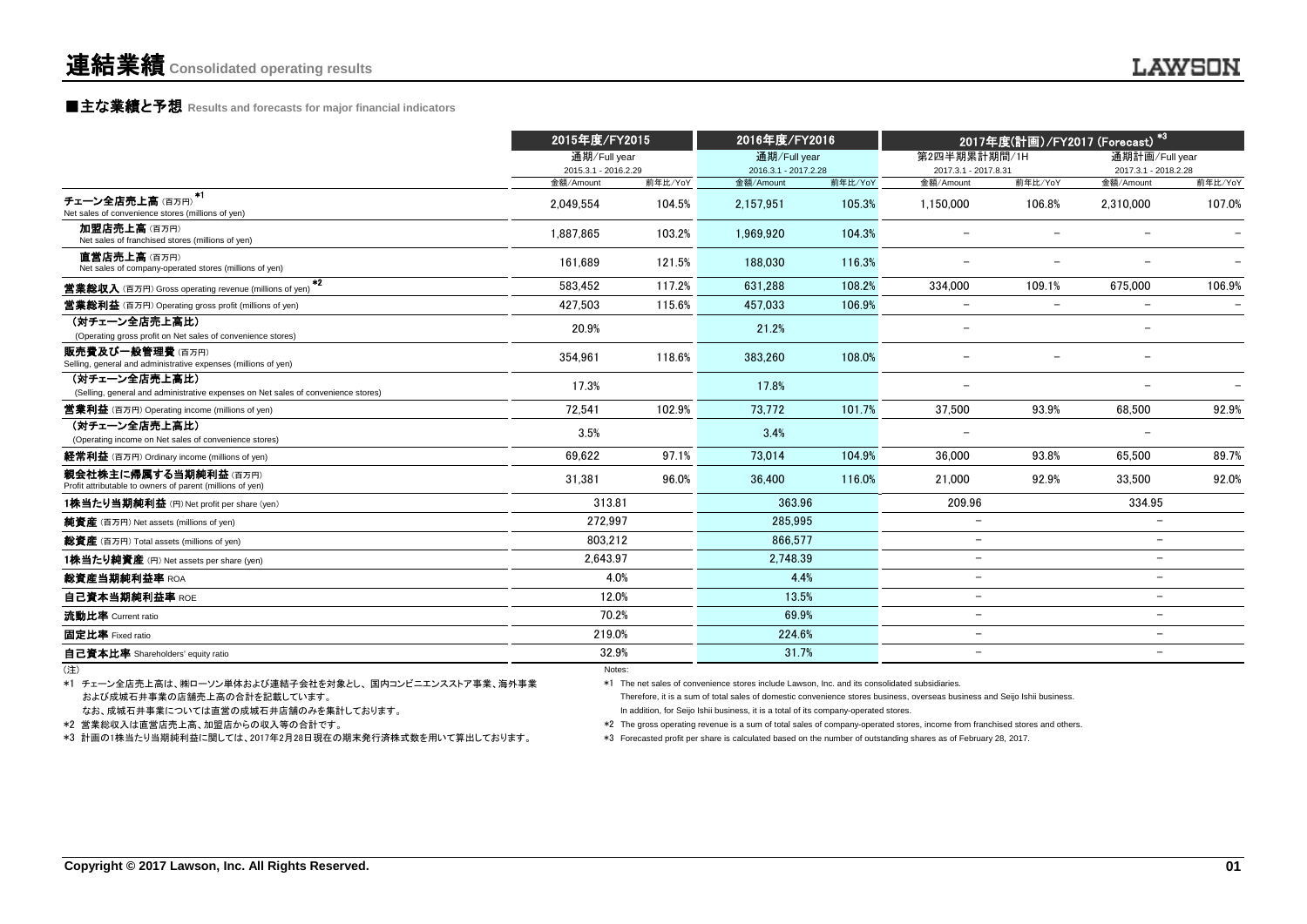# 連結業績 Consolidated operating results

## ■主な業績と予想 Results and forecasts for major financial indicators

| | 2015年度/FY2015 | | 2016年度/FY2016 | | 2017年度(計画)/FY2017 (Forecast) *3 | | | |
|---|---|---|---|---|---|---|---|---|
| | 通期/Full year 2015.3.1 - 2016.2.29 | | 通期/Full year 2016.3.1 - 2017.2.28 | | 第2四半期累計期間/1H 2017.3.1 - 2017.8.31 | | 通期計画/Full year 2017.3.1 - 2018.2.28 | |
| | 金額/Amount | 前年比/YoY | 金額/Amount | 前年比/YoY | 金額/Amount | 前年比/YoY | 金額/Amount | 前年比/YoY |
| **チェーン全店売上高**（百万円）*1 Net sales of convenience stores (millions of yen) | 2,049,554 | 104.5% | 2,157,951 | 105.3% | 1,150,000 | 106.8% | 2,310,000 | 107.0% |
| **加盟店売上高**（百万円） Net sales of franchised stores (millions of yen) | 1,887,865 | 103.2% | 1,969,920 | 104.3% | − | − | − | − |
| **直営店売上高**（百万円） Net sales of company-operated stores (millions of yen) | 161,689 | 121.5% | 188,030 | 116.3% | − | − | − | − |
| **営業総収入**（百万円）Gross operating revenue (millions of yen) *2 | 583,452 | 117.2% | 631,288 | 108.2% | 334,000 | 109.1% | 675,000 | 106.9% |
| **営業総利益**（百万円）Operating gross profit (millions of yen) | 427,503 | 115.6% | 457,033 | 106.9% | − | − | − | − |
| （対チェーン全店売上高比） (Operating gross profit on Net sales of convenience stores) | 20.9% | | 21.2% | | − | | − | |
| **販売費及び一般管理費**（百万円） Selling, general and administrative expenses (millions of yen) | 354,961 | 118.6% | 383,260 | 108.0% | − | − | − | |
| （対チェーン全店売上高比） (Selling, general and administrative expenses on Net sales of convenience stores) | 17.3% | | 17.8% | | − | | − | − |
| **営業利益**（百万円）Operating income (millions of yen) | 72,541 | 102.9% | 73,772 | 101.7% | 37,500 | 93.9% | 68,500 | 92.9% |
| （対チェーン全店売上高比） (Operating income on Net sales of convenience stores) | 3.5% | | 3.4% | | − | | − | |
| **経常利益**（百万円）Ordinary income (millions of yen) | 69,622 | 97.1% | 73,014 | 104.9% | 36,000 | 93.8% | 65,500 | 89.7% |
| **親会社株主に帰属する当期純利益**（百万円） Profit attributable to owners of parent (millions of yen) | 31,381 | 96.0% | 36,400 | 116.0% | 21,000 | 92.9% | 33,500 | 92.0% |
| **1株当たり当期純利益**（円）Net profit per share (yen) | 313.81 | | 363.96 | | 209.96 | | 334.95 | |
| **純資産**（百万円）Net assets (millions of yen) | 272,997 | | 285,995 | | − | | − | |
| **総資産**（百万円）Total assets (millions of yen) | 803,212 | | 866,577 | | − | | − | |
| **1株当たり純資産**（円）Net assets per share (yen) | 2,643.97 | | 2,748.39 | | − | | − | |
| **総資産当期純利益率** ROA | 4.0% | | 4.4% | | − | | − | |
| **自己資本当期純利益率** ROE | 12.0% | | 13.5% | | − | | − | |
| **流動比率** Current ratio | 70.2% | | 69.9% | | − | | − | |
| **固定比率** Fixed ratio | 219.0% | | 224.6% | | − | | − | |
| **自己資本比率** Shareholders' equity ratio | 32.9% | | 31.7% | | − | | − | |

（注）
*1 チェーン全店売上高は、㈱ローソン単体および連結子会社を対象とし、国内コンビニエンスストア事業、海外事業および成城石井事業の店舗売上高の合計を記載しています。
なお、成城石井事業については直営の成城石井店舗のみを集計しております。
*2 営業総収入は直営店売上高、加盟店からの収入等の合計です。
*3 計画の1株当たり当期純利益に関しては、2017年2月28日現在の期末発行済株式数を用いて算出しております。

Notes:
*1 The net sales of convenience stores include Lawson, Inc. and its consolidated subsidiaries.
Therefore, it is a sum of total sales of domestic convenience stores business, overseas business and Seijo Ishii business.
In addition, for Seijo Ishii business, it is a total of its company-operated stores.
*2 The gross operating revenue is a sum of total sales of company-operated stores, income from franchised stores and others.
*3 Forecasted profit per share is calculated based on the number of outstanding shares as of February 28, 2017.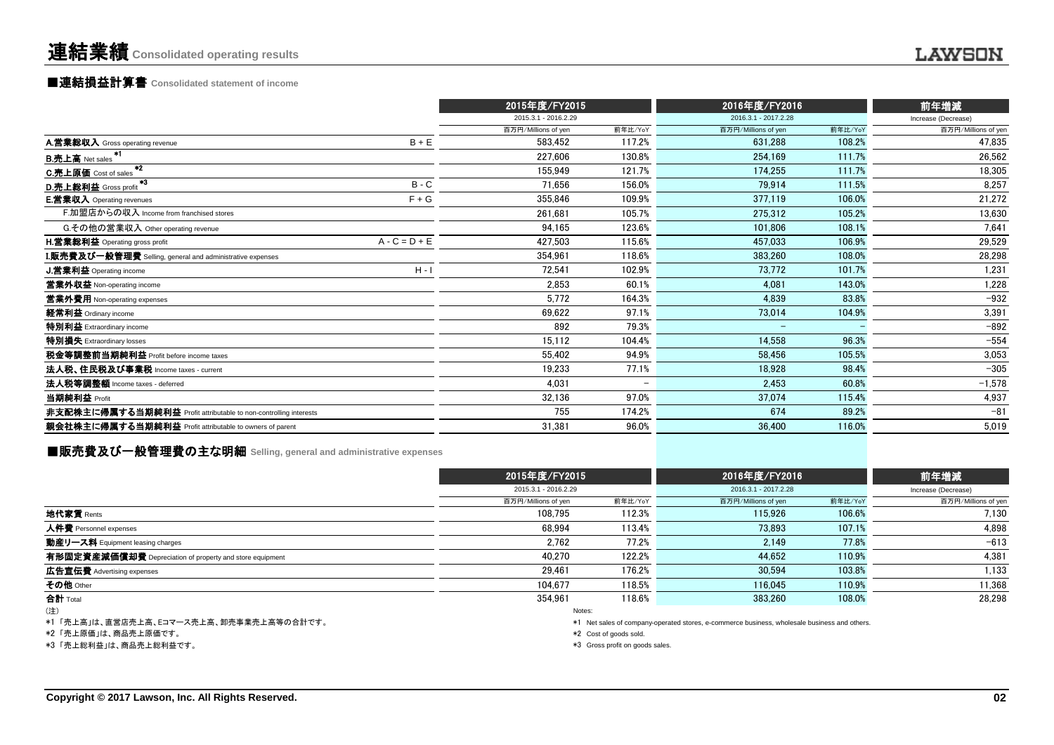# 連結業績 Consolidated operating results

## ■連結損益計算書 Consolidated statement of income

| | | 2015年度/FY2015 | | 2016年度/FY2016 | | 前年増減 |
|---|---|---|---|---|---|---|
| | | 2015.3.1 - 2016.2.29 | | 2016.3.1 - 2017.2.28 | | Increase (Decrease) |
| | | 百万円/Millions of yen | 前年比/YoY | 百万円/Millions of yen | 前年比/YoY | 百万円/Millions of yen |
| **A.営業総収入** Gross operating revenue | B + E | 583,452 | 117.2% | 631,288 | 108.2% | 47,835 |
| **B.売上高** Net sales *1 | | 227,606 | 130.8% | 254,169 | 111.7% | 26,562 |
| **C.売上原価** Cost of sales *2 | | 155,949 | 121.7% | 174,255 | 111.7% | 18,305 |
| **D.売上総利益** Gross profit *3 | B - C | 71,656 | 156.0% | 79,914 | 111.5% | 8,257 |
| **E.営業収入** Operating revenues | F + G | 355,846 | 109.9% | 377,119 | 106.0% | 21,272 |
| F.加盟店からの収入 Income from franchised stores | | 261,681 | 105.7% | 275,312 | 105.2% | 13,630 |
| G.その他の営業収入 Other operating revenue | | 94,165 | 123.6% | 101,806 | 108.1% | 7,641 |
| **H.営業総利益** Operating gross profit | A - C = D + E | 427,503 | 115.6% | 457,033 | 106.9% | 29,529 |
| **I.販売費及び一般管理費** Selling, general and administrative expenses | | 354,961 | 118.6% | 383,260 | 108.0% | 28,298 |
| **J.営業利益** Operating income | H - I | 72,541 | 102.9% | 73,772 | 101.7% | 1,231 |
| **営業外収益** Non-operating income | | 2,853 | 60.1% | 4,081 | 143.0% | 1,228 |
| **営業外費用** Non-operating expenses | | 5,772 | 164.3% | 4,839 | 83.8% | −932 |
| **経常利益** Ordinary income | | 69,622 | 97.1% | 73,014 | 104.9% | 3,391 |
| **特別利益** Extraordinary income | | 892 | 79.3% | − | − | −892 |
| **特別損失** Extraordinary losses | | 15,112 | 104.4% | 14,558 | 96.3% | −554 |
| **税金等調整前当期純利益** Profit before income taxes | | 55,402 | 94.9% | 58,456 | 105.5% | 3,053 |
| **法人税、住民税及び事業税** Income taxes - current | | 19,233 | 77.1% | 18,928 | 98.4% | −305 |
| **法人税等調整額** Income taxes - deferred | | 4,031 | − | 2,453 | 60.8% | −1,578 |
| **当期純利益** Profit | | 32,136 | 97.0% | 37,074 | 115.4% | 4,937 |
| **非支配株主に帰属する当期純利益** Profit attributable to non-controlling interests | | 755 | 174.2% | 674 | 89.2% | −81 |
| **親会社株主に帰属する当期純利益** Profit attributable to owners of parent | | 31,381 | 96.0% | 36,400 | 116.0% | 5,019 |

## ■販売費及び一般管理費の主な明細 Selling, general and administrative expenses

| | 2015年度/FY2015 | | 2016年度/FY2016 | | 前年増減 |
|---|---|---|---|---|---|
| | 2015.3.1 - 2016.2.29 | | 2016.3.1 - 2017.2.28 | | Increase (Decrease) |
| | 百万円/Millions of yen | 前年比/YoY | 百万円/Millions of yen | 前年比/YoY | 百万円/Millions of yen |
| **地代家賃** Rents | 108,795 | 112.3% | 115,926 | 106.6% | 7,130 |
| **人件費** Personnel expenses | 68,994 | 113.4% | 73,893 | 107.1% | 4,898 |
| **動産リース料** Equipment leasing charges | 2,762 | 77.2% | 2,149 | 77.8% | −613 |
| **有形固定資産減価償却費** Depreciation of property and store equipment | 40,270 | 122.2% | 44,652 | 110.9% | 4,381 |
| **広告宣伝費** Advertising expenses | 29,461 | 176.2% | 30,594 | 103.8% | 1,133 |
| **その他** Other | 104,677 | 118.5% | 116,045 | 110.9% | 11,368 |
| **合計** Total | 354,961 | 118.6% | 383,260 | 108.0% | 28,298 |

(注)

*1 「売上高」は、直営店売上高、Eコマース売上高、卸売事業売上高等の合計です。

*2 「売上原価」は、商品売上原価です。

*3 「売上総利益」は、商品売上総利益です。

Notes:

*1 Net sales of company-operated stores, e-commerce business, wholesale business and others.

*2 Cost of goods sold.

*3 Gross profit on goods sales.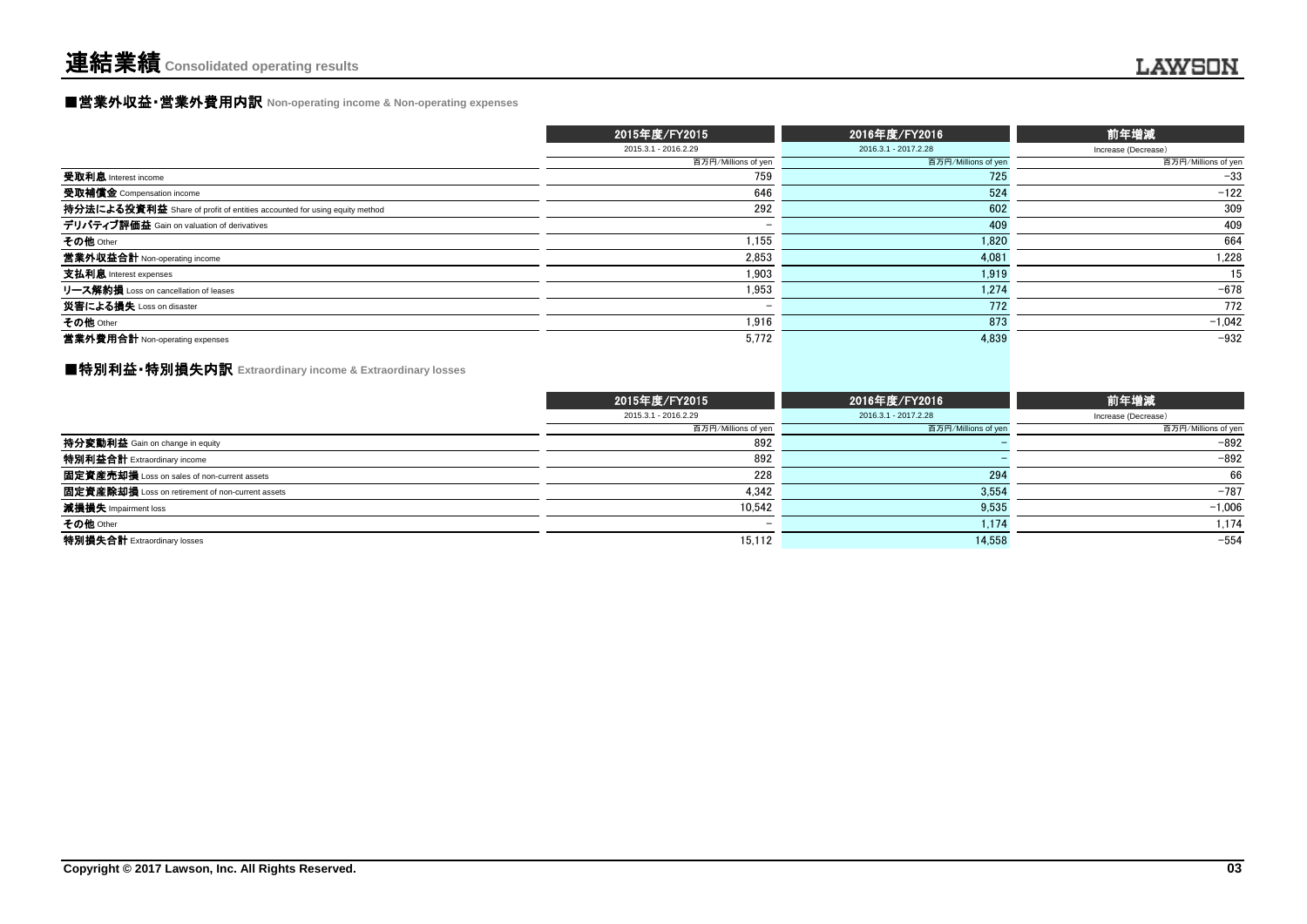# 連結業績 Consolidated operating results

## ■営業外収益・営業外費用内訳 Non-operating income & Non-operating expenses

| | 2015年度/FY2015 | 2016年度/FY2016 | 前年増減 |
|---|---|---|---|
| | 2015.3.1 - 2016.2.29 | 2016.3.1 - 2017.2.28 | Increase (Decrease) |
| | 百万円/Millions of yen | 百万円/Millions of yen | 百万円/Millions of yen |
| **受取利息** Interest income | 759 | 725 | −33 |
| **受取補償金** Compensation income | 646 | 524 | −122 |
| **持分法による投資利益** Share of profit of entities accounted for using equity method | 292 | 602 | 309 |
| **デリバティブ評価益** Gain on valuation of derivatives | − | 409 | 409 |
| **その他** Other | 1,155 | 1,820 | 664 |
| **営業外収益合計** Non-operating income | 2,853 | 4,081 | 1,228 |
| **支払利息** Interest expenses | 1,903 | 1,919 | 15 |
| **リース解約損** Loss on cancellation of leases | 1,953 | 1,274 | −678 |
| **災害による損失** Loss on disaster | − | 772 | 772 |
| **その他** Other | 1,916 | 873 | −1,042 |
| **営業外費用合計** Non-operating expenses | 5,772 | 4,839 | −932 |

## ■特別利益・特別損失内訳 Extraordinary income & Extraordinary losses

| | 2015年度/FY2015 | 2016年度/FY2016 | 前年増減 |
|---|---|---|---|
| | 2015.3.1 - 2016.2.29 | 2016.3.1 - 2017.2.28 | Increase (Decrease) |
| | 百万円/Millions of yen | 百万円/Millions of yen | 百万円/Millions of yen |
| **持分変動利益** Gain on change in equity | 892 | − | −892 |
| **特別利益合計** Extraordinary income | 892 | − | −892 |
| **固定資産売却損** Loss on sales of non-current assets | 228 | 294 | 66 |
| **固定資産除却損** Loss on retirement of non-current assets | 4,342 | 3,554 | −787 |
| **減損損失** Impairment loss | 10,542 | 9,535 | −1,006 |
| **その他** Other | − | 1,174 | 1,174 |
| **特別損失合計** Extraordinary losses | 15,112 | 14,558 | −554 |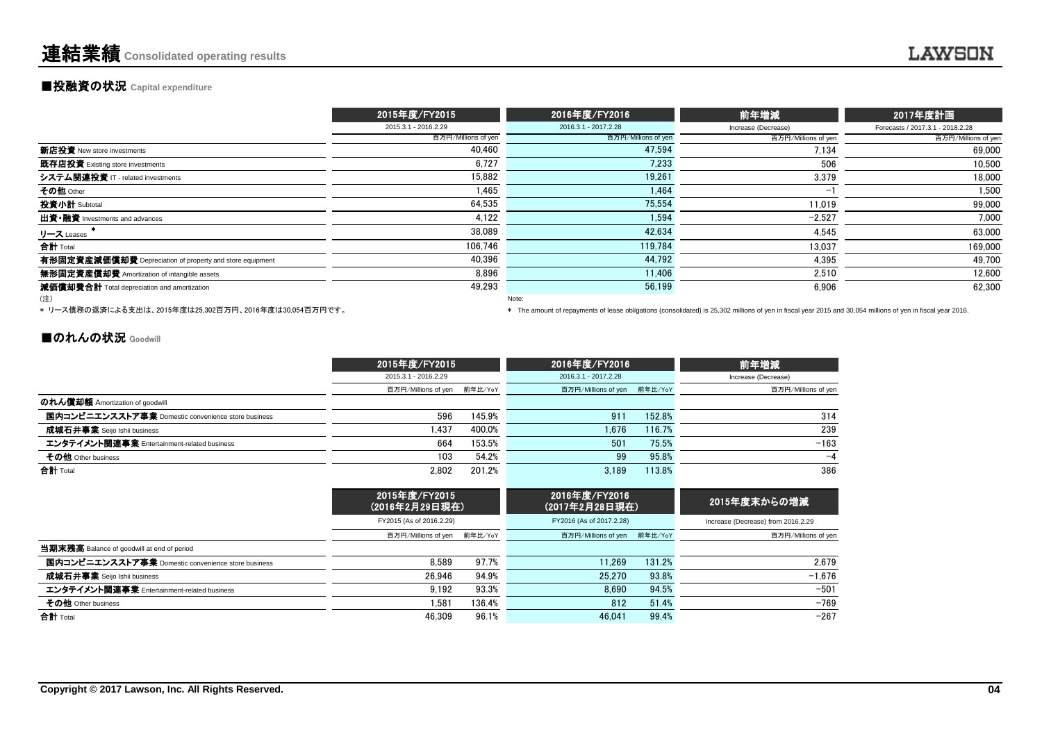# 連結業績 Consolidated operating results

## ■投融資の状況 Capital expenditure

| | 2015年度/FY2015 | 2016年度/FY2016 | 前年増減 | 2017年度計画 |
|---|---|---|---|---|
| | 2015.3.1 - 2016.2.29 | 2016.3.1 - 2017.2.28 | Increase (Decrease) | Forecasts / 2017.3.1 - 2018.2.28 |
| | 百万円/Millions of yen | 百万円/Millions of yen | 百万円/Millions of yen | 百万円/Millions of yen |
| **新店投資** New store investments | 40,460 | 47,594 | 7,134 | 69,000 |
| **既存店投資** Existing store investments | 6,727 | 7,233 | 506 | 10,500 |
| **システム関連投資** IT - related investments | 15,882 | 19,261 | 3,379 | 18,000 |
| **その他** Other | 1,465 | 1,464 | -1 | 1,500 |
| **投資小計** Subtotal | 64,535 | 75,554 | 11,019 | 99,000 |
| **出資・融資** Investments and advances | 4,122 | 1,594 | -2,527 | 7,000 |
| **リース** Leases * | 38,089 | 42,634 | 4,545 | 63,000 |
| **合計** Total | 106,746 | 119,784 | 13,037 | 169,000 |
| **有形固定資産減価償却費** Depreciation of property and store equipment | 40,396 | 44,792 | 4,395 | 49,700 |
| **無形固定資産償却費** Amortization of intangible assets | 8,896 | 11,406 | 2,510 | 12,600 |
| **減価償却費合計** Total depreciation and amortization | 49,293 | 56,199 | 6,906 | 62,300 |

(注)
* リース債務の返済による支出は、2015年度は25,302百万円、2016年度は30,054百万円です。

Note:
* The amount of repayments of lease obligations (consolidated) is 25,302 millions of yen in fiscal year 2015 and 30,054 millions of yen in fiscal year 2016.

## ■のれんの状況 Goodwill

| | 2015年度/FY2015 | | 2016年度/FY2016 | | 前年増減 |
|---|---|---|---|---|---|
| | 2015.3.1 - 2016.2.29 | | 2016.3.1 - 2017.2.28 | | Increase (Decrease) |
| | 百万円/Millions of yen | 前年比/YoY | 百万円/Millions of yen | 前年比/YoY | 百万円/Millions of yen |
| **のれん償却額** Amortization of goodwill | | | | | |
| **国内コンビニエンスストア事業** Domestic convenience store business | 596 | 145.9% | 911 | 152.8% | 314 |
| **成城石井事業** Seijo Ishii business | 1,437 | 400.0% | 1,676 | 116.7% | 239 |
| **エンタテイメント関連事業** Entertainment-related business | 664 | 153.5% | 501 | 75.5% | -163 |
| **その他** Other business | 103 | 54.2% | 99 | 95.8% | -4 |
| **合計** Total | 2,802 | 201.2% | 3,189 | 113.8% | 386 |

| | 2015年度/FY2015 (2016年2月29日現在) | | 2016年度/FY2016 (2017年2月28日現在) | | 2015年度末からの増減 |
|---|---|---|---|---|---|
| | FY2015 (As of 2016.2.29) | | FY2016 (As of 2017.2.28) | | Increase (Decrease) from 2016.2.29 |
| | 百万円/Millions of yen | 前年比/YoY | 百万円/Millions of yen | 前年比/YoY | 百万円/Millions of yen |
| **当期末残高** Balance of goodwill at end of period | | | | | |
| **国内コンビニエンスストア事業** Domestic convenience store business | 8,589 | 97.7% | 11,269 | 131.2% | 2,679 |
| **成城石井事業** Seijo Ishii business | 26,946 | 94.9% | 25,270 | 93.8% | -1,676 |
| **エンタテイメント関連事業** Entertainment-related business | 9,192 | 93.3% | 8,690 | 94.5% | -501 |
| **その他** Other business | 1,581 | 136.4% | 812 | 51.4% | -769 |
| **合計** Total | 46,309 | 96.1% | 46,041 | 99.4% | -267 |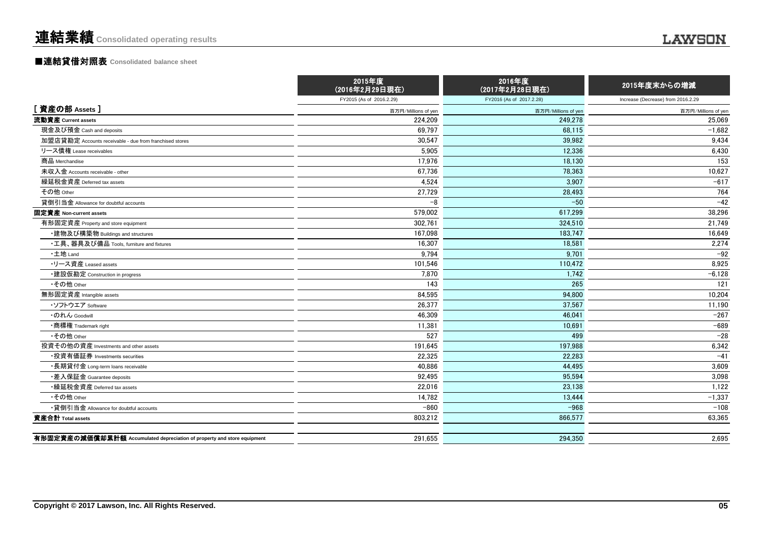# 連結業績 Consolidated operating results

## ■連結貸借対照表 Consolidated balance sheet

| | 2015年度<br>(2016年2月29日現在)<br>FY2015 (As of 2016.2.29) | 2016年度<br>(2017年2月28日現在)<br>FY2016 (As of 2017.2.28) | 2015年度末からの増減<br>Increase (Decrease) from 2016.2.29 |
|---|---|---|---|
| **[ 資産の部 Assets ]** | 百万円/Millions of yen | 百万円/Millions of yen | 百万円/Millions of yen |
| **流動資産 Current assets** | 224,209 | 249,278 | 25,069 |
| 現金及び預金 Cash and deposits | 69,797 | 68,115 | −1,682 |
| 加盟店貸勘定 Accounts receivable - due from franchised stores | 30,547 | 39,982 | 9,434 |
| リース債権 Lease receivables | 5,905 | 12,336 | 6,430 |
| 商品 Merchandise | 17,976 | 18,130 | 153 |
| 未収入金 Accounts receivable - other | 67,736 | 78,363 | 10,627 |
| 繰延税金資産 Deferred tax assets | 4,524 | 3,907 | −617 |
| その他 Other | 27,729 | 28,493 | 764 |
| 貸倒引当金 Allowance for doubtful accounts | −8 | −50 | −42 |
| **固定資産 Non-current assets** | 579,002 | 617,299 | 38,296 |
| 有形固定資産 Property and store equipment | 302,761 | 324,510 | 21,749 |
| ・建物及び構築物 Buildings and structures | 167,098 | 183,747 | 16,649 |
| ・工具、器具及び備品 Tools, furniture and fixtures | 16,307 | 18,581 | 2,274 |
| ・土地 Land | 9,794 | 9,701 | −92 |
| ・リース資産 Leased assets | 101,546 | 110,472 | 8,925 |
| ・建設仮勘定 Construction in progress | 7,870 | 1,742 | −6,128 |
| ・その他 Other | 143 | 265 | 121 |
| 無形固定資産 Intangible assets | 84,595 | 94,800 | 10,204 |
| ・ソフトウエア Software | 26,377 | 37,567 | 11,190 |
| ・のれん Goodwill | 46,309 | 46,041 | −267 |
| ・商標権 Trademark right | 11,381 | 10,691 | −689 |
| ・その他 Other | 527 | 499 | −28 |
| 投資その他の資産 Investments and other assets | 191,645 | 197,988 | 6,342 |
| ・投資有価証券 Investments securities | 22,325 | 22,283 | −41 |
| ・長期貸付金 Long-term loans receivable | 40,886 | 44,495 | 3,609 |
| ・差入保証金 Guarantee deposits | 92,495 | 95,594 | 3,098 |
| ・繰延税金資産 Deferred tax assets | 22,016 | 23,138 | 1,122 |
| ・その他 Other | 14,782 | 13,444 | −1,337 |
| ・貸倒引当金 Allowance for doubtful accounts | −860 | −968 | −108 |
| **資産合計 Total assets** | 803,212 | 866,577 | 63,365 |
| **有形固定資産の減価償却累計額 Accumulated depreciation of property and store equipment** | 291,655 | 294,350 | 2,695 |

Copyright © 2017 Lawson, Inc. All Rights Reserved.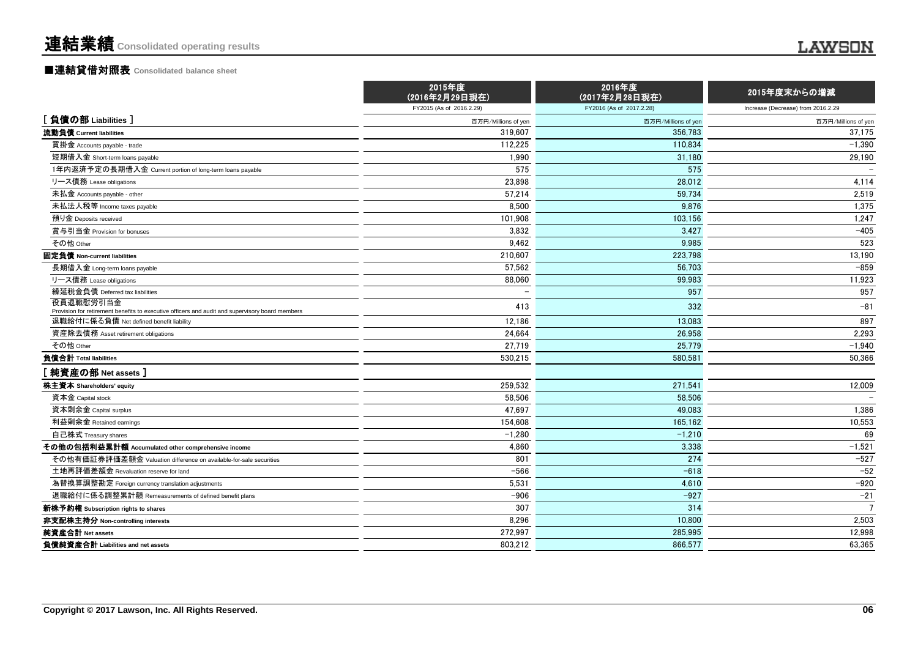# 連結業績 Consolidated operating results

## ■連結貸借対照表 Consolidated balance sheet

| | 2015年度 (2016年2月29日現在) FY2015 (As of 2016.2.29) | 2016年度 (2017年2月28日現在) FY2016 (As of 2017.2.28) | 2015年度末からの増減 Increase (Decrease) from 2016.2.29 |
|---|---|---|---|
| **[ 負債の部 Liabilities ]** | 百万円/Millions of yen | 百万円/Millions of yen | 百万円/Millions of yen |
| **流動負債 Current liabilities** | 319,607 | 356,783 | 37,175 |
| 買掛金 Accounts payable - trade | 112,225 | 110,834 | −1,390 |
| 短期借入金 Short-term loans payable | 1,990 | 31,180 | 29,190 |
| 1年内返済予定の長期借入金 Current portion of long-term loans payable | 575 | 575 | − |
| リース債務 Lease obligations | 23,898 | 28,012 | 4,114 |
| 未払金 Accounts payable - other | 57,214 | 59,734 | 2,519 |
| 未払法人税等 Income taxes payable | 8,500 | 9,876 | 1,375 |
| 預り金 Deposits received | 101,908 | 103,156 | 1,247 |
| 賞与引当金 Provision for bonuses | 3,832 | 3,427 | −405 |
| その他 Other | 9,462 | 9,985 | 523 |
| **固定負債 Non-current liabilities** | 210,607 | 223,798 | 13,190 |
| 長期借入金 Long-term loans payable | 57,562 | 56,703 | −859 |
| リース債務 Lease obligations | 88,060 | 99,983 | 11,923 |
| 繰延税金負債 Deferred tax liabilities | − | 957 | 957 |
| 役員退職慰労引当金 Provision for retirement benefits to executive officers and audit and supervisory board members | 413 | 332 | −81 |
| 退職給付に係る負債 Net defined benefit liability | 12,186 | 13,083 | 897 |
| 資産除去債務 Asset retirement obligations | 24,664 | 26,958 | 2,293 |
| その他 Other | 27,719 | 25,779 | −1,940 |
| **負債合計 Total liabilities** | 530,215 | 580,581 | 50,366 |
| **[ 純資産の部 Net assets ]** | | | |
| **株主資本 Shareholders' equity** | 259,532 | 271,541 | 12,009 |
| 資本金 Capital stock | 58,506 | 58,506 | − |
| 資本剰余金 Capital surplus | 47,697 | 49,083 | 1,386 |
| 利益剰余金 Retained earnings | 154,608 | 165,162 | 10,553 |
| 自己株式 Treasury shares | −1,280 | −1,210 | 69 |
| **その他の包括利益累計額 Accumulated other comprehensive income** | 4,860 | 3,338 | −1,521 |
| その他有価証券評価差額金 Valuation difference on available-for-sale securities | 801 | 274 | −527 |
| 土地再評価差額金 Revaluation reserve for land | −566 | −618 | −52 |
| 為替換算調整勘定 Foreign currency translation adjustments | 5,531 | 4,610 | −920 |
| 退職給付に係る調整累計額 Remeasurements of defined benefit plans | −906 | −927 | −21 |
| **新株予約権 Subscription rights to shares** | 307 | 314 | 7 |
| **非支配株主持分 Non-controlling interests** | 8,296 | 10,800 | 2,503 |
| **純資産合計 Net assets** | 272,997 | 285,995 | 12,998 |
| **負債純資産合計 Liabilities and net assets** | 803,212 | 866,577 | 63,365 |

Copyright © 2017 Lawson, Inc. All Rights Reserved.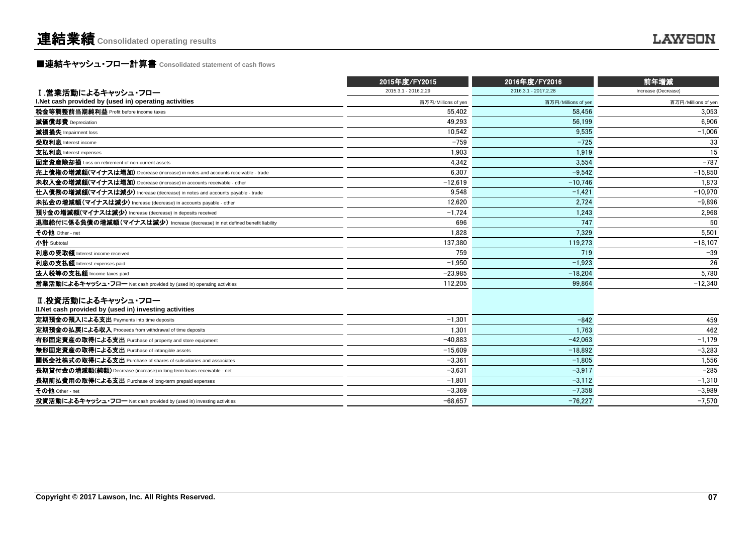# 連結業績 Consolidated operating results

## ■連結キャッシュ・フロー計算書 Consolidated statement of cash flows

| | 2015年度/FY2015 | 2016年度/FY2016 | 前年増減 |
|---|---|---|---|
| Ⅰ.営業活動によるキャッシュ・フロー | 2015.3.1 - 2016.2.29 | 2016.3.1 - 2017.2.28 | Increase (Decrease) |
| I.Net cash provided by (used in) operating activities | 百万円/Millions of yen | 百万円/Millions of yen | 百万円/Millions of yen |
| **税金等調整前当期純利益** Profit before income taxes | 55,402 | 58,456 | 3,053 |
| **減価償却費** Depreciation | 49,293 | 56,199 | 6,906 |
| **減損損失** Impairment loss | 10,542 | 9,535 | −1,006 |
| **受取利息** Interest income | −759 | −725 | 33 |
| **支払利息** Interest expenses | 1,903 | 1,919 | 15 |
| **固定資産除却損** Loss on retirement of non-current assets | 4,342 | 3,554 | −787 |
| **売上債権の増減額(マイナスは増加)** Decrease (increase) in notes and accounts receivable - trade | 6,307 | −9,542 | −15,850 |
| **未収入金の増減額(マイナスは増加)** Decrease (increase) in accounts receivable - other | −12,619 | −10,746 | 1,873 |
| **仕入債務の増減額(マイナスは減少)** Increase (decrease) in notes and accounts payable - trade | 9,548 | −1,421 | −10,970 |
| **未払金の増減額(マイナスは減少)** Increase (decrease) in accounts payable - other | 12,620 | 2,724 | −9,896 |
| **預り金の増減額(マイナスは減少)** Increase (decrease) in deposits received | −1,724 | 1,243 | 2,968 |
| **退職給付に係る負債の増減額(マイナスは減少)** Increase (decrease) in net defined benefit liability | 696 | 747 | 50 |
| **その他** Other - net | 1,828 | 7,329 | 5,501 |
| **小計** Subtotal | 137,380 | 119,273 | −18,107 |
| **利息の受取額** Interest income received | 759 | 719 | −39 |
| **利息の支払額** Interest expenses paid | −1,950 | −1,923 | 26 |
| **法人税等の支払額** Income taxes paid | −23,985 | −18,204 | 5,780 |
| **営業活動によるキャッシュ・フロー** Net cash provided by (used in) operating activities | 112,205 | 99,864 | −12,340 |
| **Ⅱ.投資活動によるキャッシュ・フロー** II.Net cash provided by (used in) investing activities | | | |
| **定期預金の預入による支出** Payments into time deposits | −1,301 | −842 | 459 |
| **定期預金の払戻による収入** Proceeds from withdrawal of time deposits | 1,301 | 1,763 | 462 |
| **有形固定資産の取得による支出** Purchase of property and store equipment | −40,883 | −42,063 | −1,179 |
| **無形固定資産の取得による支出** Purchase of intangible assets | −15,609 | −18,892 | −3,283 |
| **関係会社株式の取得による支出** Purchase of shares of subsidiaries and associates | −3,361 | −1,805 | 1,556 |
| **長期貸付金の増減額(純額)** Decrease (increase) in long-term loans receivable - net | −3,631 | −3,917 | −285 |
| **長期前払費用の取得による支出** Purchase of long-term prepaid expenses | −1,801 | −3,112 | −1,310 |
| **その他** Other - net | −3,369 | −7,358 | −3,989 |
| **投資活動によるキャッシュ・フロー** Net cash provided by (used in) investing activities | −68,657 | −76,227 | −7,570 |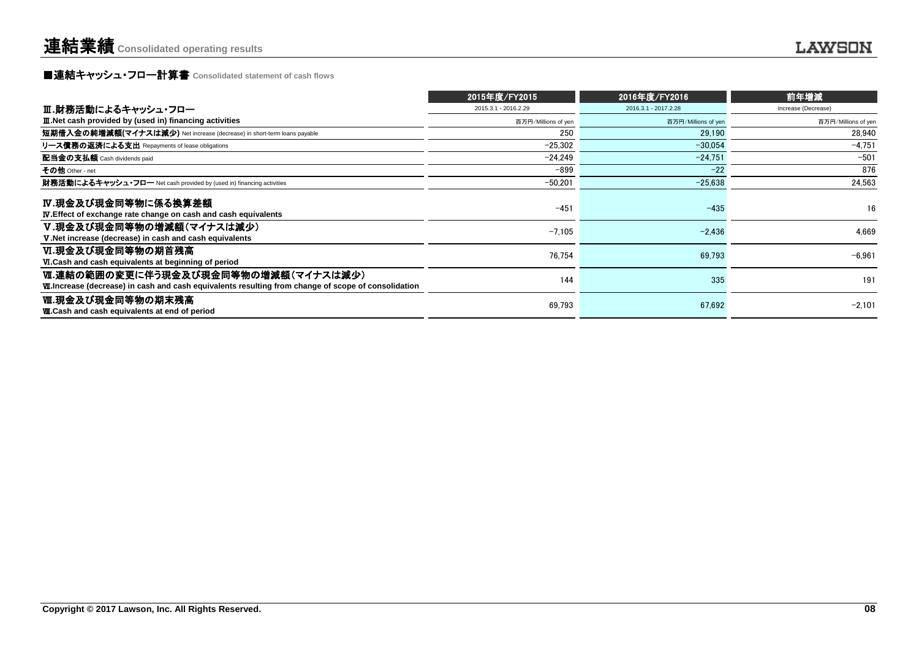# 連結業績 Consolidated operating results

## ■連結キャッシュ・フロー計算書 Consolidated statement of cash flows

| Ⅲ.財務活動によるキャッシュ・フロー<br>Ⅲ.Net cash provided by (used in) financing activities | 2015年度/FY2015<br>2015.3.1 - 2016.2.29<br>百万円/Millions of yen | 2016年度/FY2016<br>2016.3.1 - 2017.2.28<br>百万円/Millions of yen | 前年増減<br>Increase (Decrease)<br>百万円/Millions of yen |
|---|---|---|---|
| **短期借入金の純増減額(マイナスは減少)** Net increase (decrease) in short-term loans payable | 250 | 29,190 | 28,940 |
| **リース債務の返済による支出** Repayments of lease obligations | −25,302 | −30,054 | −4,751 |
| **配当金の支払額** Cash dividends paid | −24,249 | −24,751 | −501 |
| **その他** Other - net | −899 | −22 | 876 |
| **財務活動によるキャッシュ・フロー** Net cash provided by (used in) financing activities | −50,201 | −25,638 | 24,563 |
| **Ⅳ.現金及び現金同等物に係る換算差額**<br>**Ⅳ.Effect of exchange rate change on cash and cash equivalents** | −451 | −435 | 16 |
| **Ⅴ.現金及び現金同等物の増減額(マイナスは減少)**<br>**Ⅴ.Net increase (decrease) in cash and cash equivalents** | −7,105 | −2,436 | 4,669 |
| **Ⅵ.現金及び現金同等物の期首残高**<br>**Ⅵ.Cash and cash equivalents at beginning of period** | 76,754 | 69,793 | −6,961 |
| **Ⅶ.連結の範囲の変更に伴う現金及び現金同等物の増減額(マイナスは減少)**<br>**Ⅶ.Increase (decrease) in cash and cash equivalents resulting from change of scope of consolidation** | 144 | 335 | 191 |
| **Ⅷ.現金及び現金同等物の期末残高**<br>**Ⅷ.Cash and cash equivalents at end of period** | 69,793 | 67,692 | −2,101 |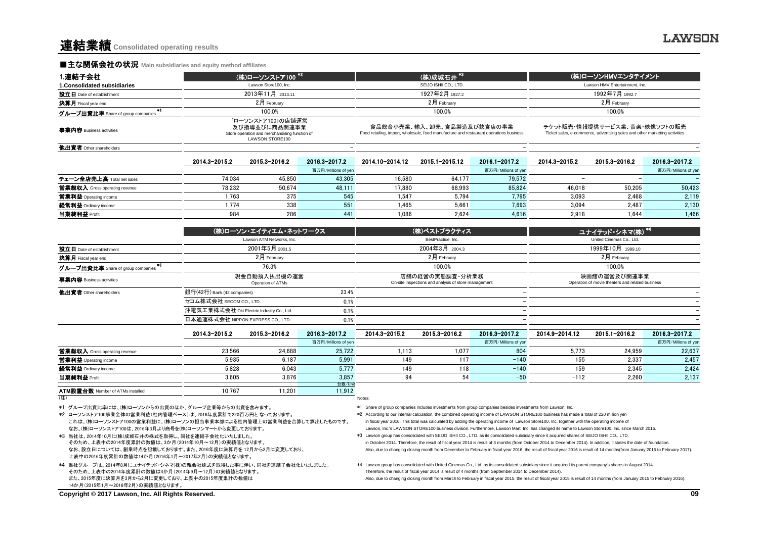# 連結業績 Consolidated operating results

## ■主な関係会社の状況 Main subsidiaries and equity method affiliates

| 1.連結子会社 1.Consolidated subsidiaries | (株)ローソンストア100 *2 Lawson Store100, Inc. | | | (株)成城石井 *3 SEIJO ISHII CO., LTD. | | | (株)ローソンHMVエンタテイメント Lawson HMV Entertainment, Inc. | | |
|---|---|---|---|---|---|---|---|---|---|
| 設立日 Date of establishment | 2013年11月 2013.11 | | | 1927年2月 1927.2 | | | 1992年7月 1992.7 | | |
| 決算月 Fiscal year end | 2月 February | | | 2月 February | | | 2月 February | | |
| グループ出資比率 Share of group companies *1 | 100.0% | | | 100.0% | | | 100.0% | | |
| 事業内容 Business activities | 「ローソンストア100」の店舗運営及び指導並びに商品関連事業 Store operation and merchandising function of LAWSON STORE100 | | | 食品総合小売業、輸入、卸売、食品製造及び飲食店の事業 Food retailing, import, wholesale, food manufacture and restaurant operations business | | | チケット販売・情報提供サービス業、音楽・映像ソフトの販売 Ticket sales, e-commerce, advertising sales and other marketing activities | | |
| 他出資者 Other shareholders | | | − | | | − | | | − |
| | 2014.3−2015.2 | 2015.3−2016.2 | 2016.3−2017.2 | 2014.10−2014.12 | 2015.1−2015.12 | 2016.1−2017.2 | 2014.3−2015.2 | 2015.3−2016.2 | 2016.3−2017.2 |
| | | | 百万円/Millions of yen | | | 百万円/Millions of yen | | | 百万円/Millions of yen |
| チェーン全店売上高 Total net sales | 74,034 | 45,850 | 43,305 | 16,580 | 64,177 | 79,572 | − | − | − |
| 営業総収入 Gross operating revenue | 78,232 | 50,674 | 48,111 | 17,880 | 68,993 | 85,824 | 46,018 | 50,205 | 50,423 |
| 営業利益 Operating income | 1,763 | 375 | 545 | 1,547 | 5,794 | 7,795 | 3,093 | 2,468 | 2,119 |
| 経常利益 Ordinary income | 1,774 | 338 | 551 | 1,465 | 5,661 | 7,693 | 3,094 | 2,487 | 2,130 |
| 当期純利益 Profit | 984 | 286 | 441 | 1,086 | 2,624 | 4,616 | 2,918 | 1,644 | 1,466 |

| | (株)ローソン・エイティエム・ネットワークス Lawson ATM Networks, Inc. | | | (株)ベストプラクティス BestPractice, Inc. | | | ユナイテッド・シネマ(株) *4 United Cinemas Co., Ltd. | | |
|---|---|---|---|---|---|---|---|---|---|
| 設立日 Date of establishment | 2001年5月 2001.5 | | | 2004年3月 2004.3 | | | 1999年10月 1999.10 | | |
| 決算月 Fiscal year end | 2月 February | | | 2月 February | | | 2月 February | | |
| グループ出資比率 Share of group companies *1 | 76.3% | | | 100.0% | | | 100.0% | | |
| 事業内容 Business activities | 現金自動預入払出機の運営 Operation of ATMs | | | 店舗の経営の実態調査・分析業務 On-site inspections and analysis of store management | | | 映画館の運営及び関連事業 Operation of movie theaters and related business | | |
| 他出資者 Other shareholders | 銀行(42行) Bank (42 companies) | | 23.4% | | | − | | | − |
| | セコム株式会社 SECOM CO., LTD. | | 0.1% | | | − | | | − |
| | 沖電気工業株式会社 Oki Electric Industry Co., Ltd. | | 0.1% | | | − | | | − |
| | 日本通運株式会社 NIPPON EXPRESS CO., LTD. | | 0.1% | | | − | | | − |
| | 2014.3−2015.2 | 2015.3−2016.2 | 2016.3−2017.2 | 2014.3−2015.2 | 2015.3−2016.2 | 2016.3−2017.2 | 2014.9−2014.12 | 2015.1−2016.2 | 2016.3−2017.2 |
| | | | 百万円/Millions of yen | | | 百万円/Millions of yen | | | 百万円/Millions of yen |
| 営業総収入 Gross operating revenue | 23,566 | 24,688 | 25,722 | 1,113 | 1,077 | 804 | 5,773 | 24,959 | 22,637 |
| 営業利益 Operating income | 5,935 | 6,187 | 5,991 | 149 | 117 | −140 | 155 | 2,337 | 2,457 |
| 経常利益 Ordinary income | 5,828 | 6,043 | 5,777 | 149 | 118 | −140 | 159 | 2,345 | 2,424 |
| 当期純利益 Profit | 3,605 | 3,876 | 3,857 | 94 | 54 | −50 | −112 | 2,260 | 2,137 |
| | | | 台数/Unit | | | | | | |
| ATM設置台数 Number of ATMs installed | 10,767 | 11,201 | 11,912 | | | | | | |

(注)

*1 グループ出資比率には、(株)ローソンからの出資のほか、グループ企業等からの出資を含みます。

*2 ローソンストア100事業全体の営業利益(社内管理ベース)は、2016年度累計で220百万円と なっております。
これは、(株)ローソンストア100の営業利益に、(株)ローソンの担当事業本部による社内管理上の営業利益を合算して算出したものです。
なお、(株)ローソンストア100は、2016年3月より商号を(株)ローソンマートから変更しております。

*3 当社は、2014年10月に(株)成城石井の株式を取得し、同社を連結子会社化いたしました。
そのため、上表中の2014年度累計の数値は、3か月(2014年10月～12月)の実績値となります。
なお、設立日については、創業時点を記載しております。また、2016年度に決算月を 12月から2月に変更しており、
上表中の2016年度累計の数値は14か月(2016年1月～2017年2月)の実績値となります。

*4 当社グループは、2014年8月にユナイテッド・シネマ(株)の親会社株式を取得した事に伴い、同社を連結子会社化いたしました。
そのため、上表中の2014年度累計の数値は4か月(2014年9月～12月)の実績値となります。
また、2015年度に決算月を3月から2月に変更しており、上表中の2015年度累計の数値は
14か月(2015年1月～2016年2月)の実績値となります。

Notes:

*1 Share of group companies includes investments from group companies besides investments from Lawson, Inc.

*2 According to our internal calculation, the combined operating income of LAWSON STORE100 business has made a total of 220 million yen in fiscal year 2016. This total was calculated by adding the operating income of Lawson Store100, Inc. together with the operating income of Lawson, Inc.'s LAWSON STORE100 business division. Furthermore, Lawson Mart, Inc. has changed its name to Lawson Store100, Inc. since March 2016.

*3 Lawson group has consolidated with SEIJO ISHII CO., LTD. as its consolidated subsidiary since it acquired shares of SEIJO ISHII CO., LTD. in October 2014. Therefore, the result of fiscal year 2014 is result of 3 months (from October 2014 to December 2014). In addition, it states the date of foundation. Also, due to changing closing month from December to February in fiscal year 2016, the result of fiscal year 2016 is result of 14 months(from January 2016 to February 2017).

*4 Lawson group has consolidated with United Cinemas Co., Ltd. as its consolidated subsidiary since it acquired its parent company's shares in August 2014. Therefore, the result of fiscal year 2014 is result of 4 months (from September 2014 to December 2014).
Also, due to changing closing month from March to February in fiscal year 2015, the result of fiscal year 2015 is result of 14 months (from January 2015 to February 2016).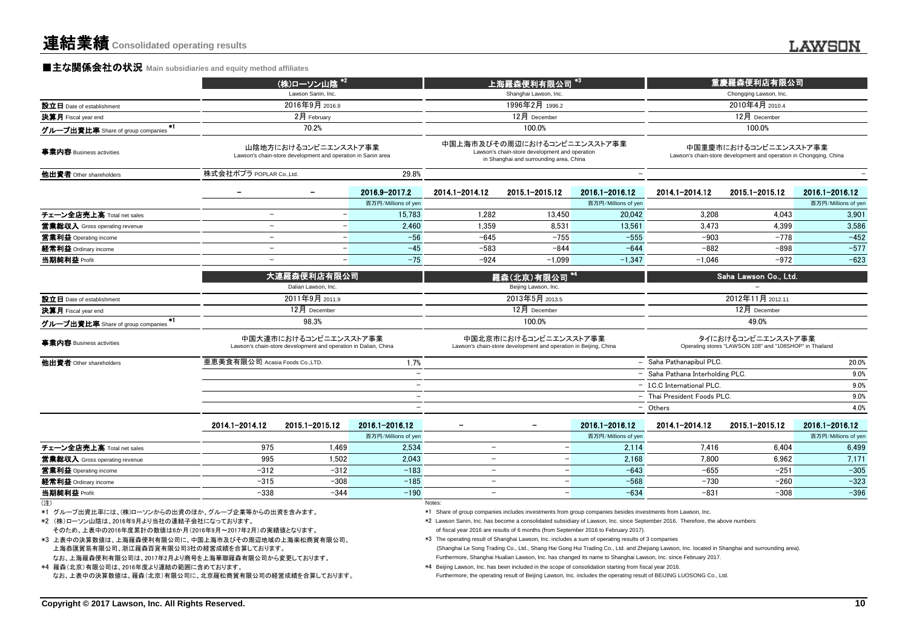# 連結業績 Consolidated operating results

## ■主な関係会社の状況 Main subsidiaries and equity method affiliates

| | (株)ローソン山陰 *2 | | | 上海羅森便利有限公司 *3 | | | 重慶羅森便利店有限公司 | | |
|---|---|---|---|---|---|---|---|---|---|
| | Lawson Sanin, Inc. | | | Shanghai Lawson, Inc. | | | Chongqing Lawson, Inc. | | |
| 設立日 Date of establishment | 2016年9月 2016.9 | | | 1996年2月 1996.2 | | | 2010年4月 2010.4 | | |
| 決算月 Fiscal year end | 2月 February | | | 12月 December | | | 12月 December | | |
| グループ出資比率 Share of group companies *1 | 70.2% | | | 100.0% | | | 100.0% | | |
| 事業内容 Business activities | 山陰地方におけるコンビニエンスストア事業 Lawson's chain-store development and operation in Sanin area | | | 中国上海市及びその周辺におけるコンビニエンスストア事業 Lawson's chain-store development and operation in Shanghai and surrounding area, China | | | 中国重慶市におけるコンビニエンスストア事業 Lawson's chain-store development and operation in Chongqing, China | | |
| 他出資者 Other shareholders | 株式会社ポプラ POPLAR Co.,Ltd. | | 29.8% | | | − | | | − |
| | − | − | 2016.9-2017.2 | 2014.1-2014.12 | 2015.1-2015.12 | 2016.1-2016.12 | 2014.1-2014.12 | 2015.1-2015.12 | 2016.1-2016.12 |
| | | | 百万円/Millions of yen | | | 百万円/Millions of yen | | | 百万円/Millions of yen |
| チェーン全店売上高 Total net sales | − | − | 15,783 | 1,282 | 13,450 | 20,042 | 3,208 | 4,043 | 3,901 |
| 営業総収入 Gross operating revenue | − | − | 2,460 | 1,359 | 8,531 | 13,561 | 3,473 | 4,399 | 3,586 |
| 営業利益 Operating income | − | − | -56 | -645 | -755 | -555 | -903 | -778 | -452 |
| 経常利益 Ordinary income | − | − | -45 | -583 | -844 | -644 | -882 | -898 | -577 |
| 当期純利益 Profit | − | − | -75 | -924 | -1,099 | -1,347 | -1,046 | -972 | -623 |

| | 大連羅森便利店有限公司 | | | 羅森(北京)有限公司 *4 | | | Saha Lawson Co., Ltd. | | |
|---|---|---|---|---|---|---|---|---|---|
| | Dalian Lawson, Inc. | | | Beijing Lawson, Inc. | | | − | | |
| 設立日 Date of establishment | 2011年9月 2011.9 | | | 2013年5月 2013.5 | | | 2012年11月 2012.11 | | |
| 決算月 Fiscal year end | 12月 December | | | 12月 December | | | 12月 December | | |
| グループ出資比率 Share of group companies *1 | 98.3% | | | 100.0% | | | 49.0% | | |
| 事業内容 Business activities | 中国大連市におけるコンビニエンスストア事業 Lawson's chain-store development and operation in Dalian, China | | | 中国北京市におけるコンビニエンスストア事業 Lawson's chain-store development and operation in Beijing, China | | | タイにおけるコンビニエンスストア事業 Operating stores "LAWSON 108" and "108SHOP" in Thailand | | |
| 他出資者 Other shareholders | 亜恵美食有限公司 Acasia Foods Co.,LTD. | | 1.7% | | | − | Saha Pathanapibul PLC. | | 20.0% |
| | | | − | | | − | Saha Pathana Interholding PLC. | | 9.0% |
| | | | − | | | − | I.C.C International PLC. | | 9.0% |
| | | | − | | | − | Thai President Foods PLC. | | 9.0% |
| | | | − | | | − | Others | | 4.0% |
| | 2014.1-2014.12 | 2015.1-2015.12 | 2016.1-2016.12 | − | − | 2016.1-2016.12 | 2014.1-2014.12 | 2015.1-2015.12 | 2016.1-2016.12 |
| | | | 百万円/Millions of yen | | | 百万円/Millions of yen | | | 百万円/Millions of yen |
| チェーン全店売上高 Total net sales | 975 | 1,469 | 2,534 | − | − | 2,114 | 7,416 | 6,404 | 6,499 |
| 営業総収入 Gross operating revenue | 995 | 1,502 | 2,043 | − | − | 2,168 | 7,800 | 6,962 | 7,171 |
| 営業利益 Operating income | -312 | -312 | -183 | − | − | -643 | -655 | -251 | -305 |
| 経常利益 Ordinary income | -315 | -308 | -185 | − | − | -568 | -730 | -260 | -323 |
| 当期純利益 Profit | -338 | -344 | -190 | − | − | -634 | -831 | -308 | -396 |

(注)
*1 グループ出資比率には、(株)ローソンからの出資のほか、グループ企業等からの出資を含みます。
*2 (株)ローソン山陰は、2016年9月より当社の連結子会社になっております。
そのため、上表中の2016年度累計の数値は6か月(2016年9月～2017年2月)の実績値となります。
*3 上表中の決算数値は、上海羅森便利有限公司に、中国上海市及びその周辺地域の上海楽松商貿有限公司、上海恭匯貿易有限公司、浙江羅森百貨有限公司3社の経営成績を合算しております。
なお、上海羅森便利有限公司は、2017年2月より商号を上海華聯羅森有限公司から変更しております。
*4 羅森(北京)有限公司は、2016年度より連結の範囲に含めております。
なお、上表中の決算数値は、羅森(北京)有限公司に、北京羅松商貿有限公司の経営成績を合算しております。

Notes:
*1 Share of group companies includes investments from group companies besides investments from Lawson, Inc.
*2 Lawson Sanin, Inc. has become a consolidated subsidiary of Lawson, Inc. since September 2016. Therefore, the above numbers of fiscal year 2016 are results of 6 months (from September 2016 to February 2017).
*3 The operating result of Shanghai Lawson, Inc. includes a sum of operating results of 3 companies (Shanghai Le Song Trading Co., Ltd., Shang Hai Gong Hui Trading Co., Ltd. and Zhejiang Lawson, Inc. located in Shanghai and surrounding area). Furthermore, Shanghai Hualian Lawson, Inc. has changed its name to Shanghai Lawson, Inc. since February 2017.
*4 Beijing Lawson, Inc. has been included in the scope of consolidation starting from fiscal year 2016. Furthermore, the operating result of Beijing Lawson, Inc. includes the operating result of BEIJING LUOSONG Co., Ltd.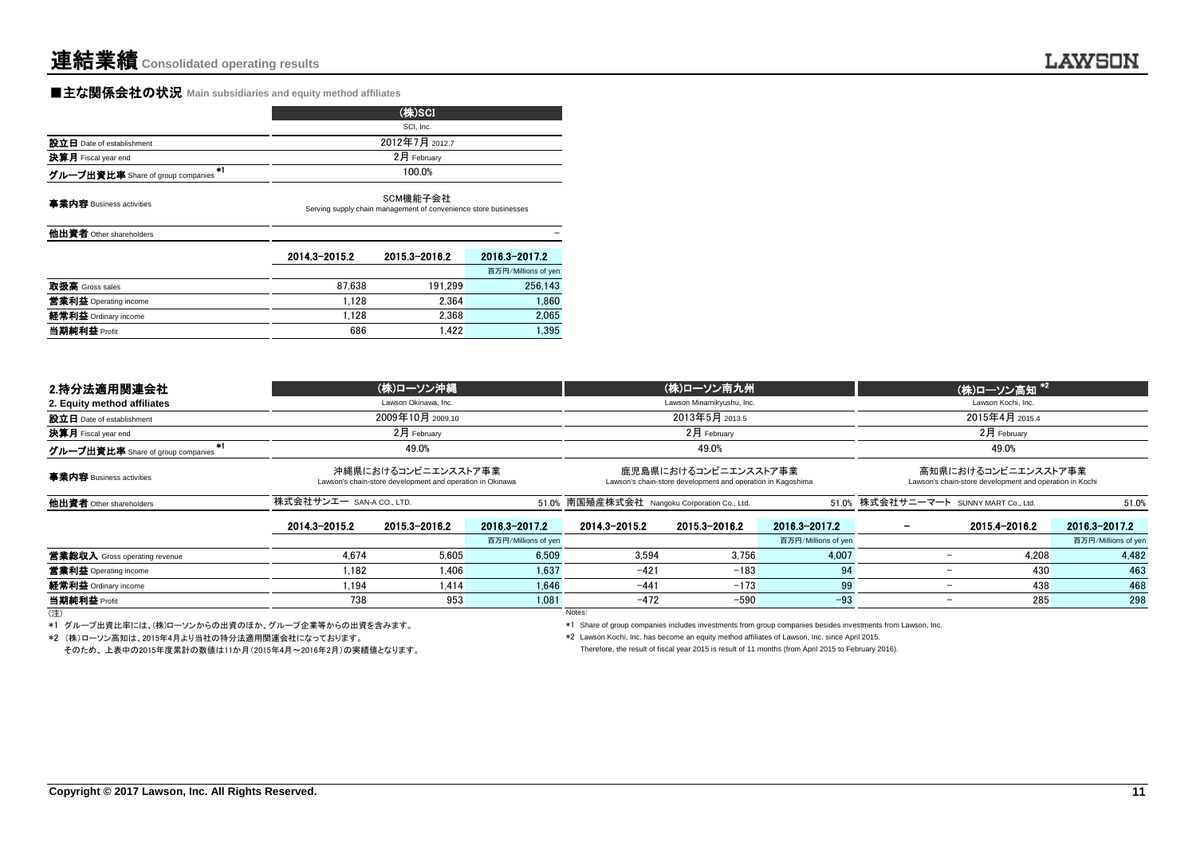# 連結業績 Consolidated operating results

## ■主な関係会社の状況 Main subsidiaries and equity method affiliates

| | (株)SCI | | |
|---|---|---|---|
| | SCI, Inc. | | |
| 設立日 Date of establishment | 2012年7月 2012.7 | | |
| 決算月 Fiscal year end | 2月 February | | |
| グループ出資比率 Share of group companies *1 | 100.0% | | |
| 事業内容 Business activities | SCM機能子会社 Serving supply chain management of convenience store businesses | | |
| 他出資者 Other shareholders | − | | |
| | 2014.3−2015.2 | 2015.3−2016.2 | 2016.3−2017.2 |
| | | | 百万円/Millions of yen |
| 取扱高 Gross sales | 87,638 | 191,299 | 256,143 |
| 営業利益 Operating income | 1,128 | 2,364 | 1,860 |
| 経常利益 Ordinary income | 1,128 | 2,368 | 2,065 |
| 当期純利益 Profit | 686 | 1,422 | 1,395 |

| 2.持分法適用関連会社 2. Equity method affiliates | (株)ローソン沖縄 | | | (株)ローソン南九州 | | | (株)ローソン高知 *2 | | |
|---|---|---|---|---|---|---|---|---|---|
| | Lawson Okinawa, Inc. | | | Lawson Minamikyushu, Inc. | | | Lawson Kochi, Inc. | | |
| 設立日 Date of establishment | 2009年10月 2009.10 | | | 2013年5月 2013.5 | | | 2015年4月 2015.4 | | |
| 決算月 Fiscal year end | 2月 February | | | 2月 February | | | 2月 February | | |
| グループ出資比率 Share of group companies *1 | 49.0% | | | 49.0% | | | 49.0% | | |
| 事業内容 Business activities | 沖縄県におけるコンビニエンスストア事業 Lawson's chain-store development and operation in Okinawa | | | 鹿児島県におけるコンビニエンスストア事業 Lawson's chain-store development and operation in Kagoshima | | | 高知県におけるコンビニエンスストア事業 Lawson's chain-store development and operation in Kochi | | |
| 他出資者 Other shareholders | 株式会社サンエー SAN-A CO., LTD. | | 51.0% | 南国殖産株式会社 Nangoku Corporation Co., Ltd. | | 51.0% | 株式会社サニーマート SUNNY MART Co., Ltd. | | 51.0% |
| | 2014.3−2015.2 | 2015.3−2016.2 | 2016.3−2017.2 | 2014.3−2015.2 | 2015.3−2016.2 | 2016.3−2017.2 | − | 2015.4−2016.2 | 2016.3−2017.2 |
| | | | 百万円/Millions of yen | | | 百万円/Millions of yen | | | 百万円/Millions of yen |
| 営業総収入 Gross operating revenue | 4,674 | 5,605 | 6,509 | 3,594 | 3,756 | 4,007 | − | 4,208 | 4,482 |
| 営業利益 Operating income | 1,182 | 1,406 | 1,637 | −421 | −183 | 94 | − | 430 | 463 |
| 経常利益 Ordinary income | 1,194 | 1,414 | 1,646 | −441 | −173 | 99 | − | 438 | 468 |
| 当期純利益 Profit | 738 | 953 | 1,081 | −472 | −590 | −93 | − | 285 | 298 |

(注)
*1 グループ出資比率には、(株)ローソンからの出資のほか、グループ企業等からの出資を含みます。
*2 (株)ローソン高知は、2015年4月より当社の持分法適用関連会社になっております。
そのため、上表中の2015年度累計の数値は11か月(2015年4月～2016年2月)の実績値となります。

Notes:
*1 Share of group companies includes investments from group companies besides investments from Lawson, Inc.
*2 Lawson Kochi, Inc. has become an equity method affiliates of Lawson, Inc. since April 2015.
Therefore, the result of fiscal year 2015 is result of 11 months (from April 2015 to February 2016).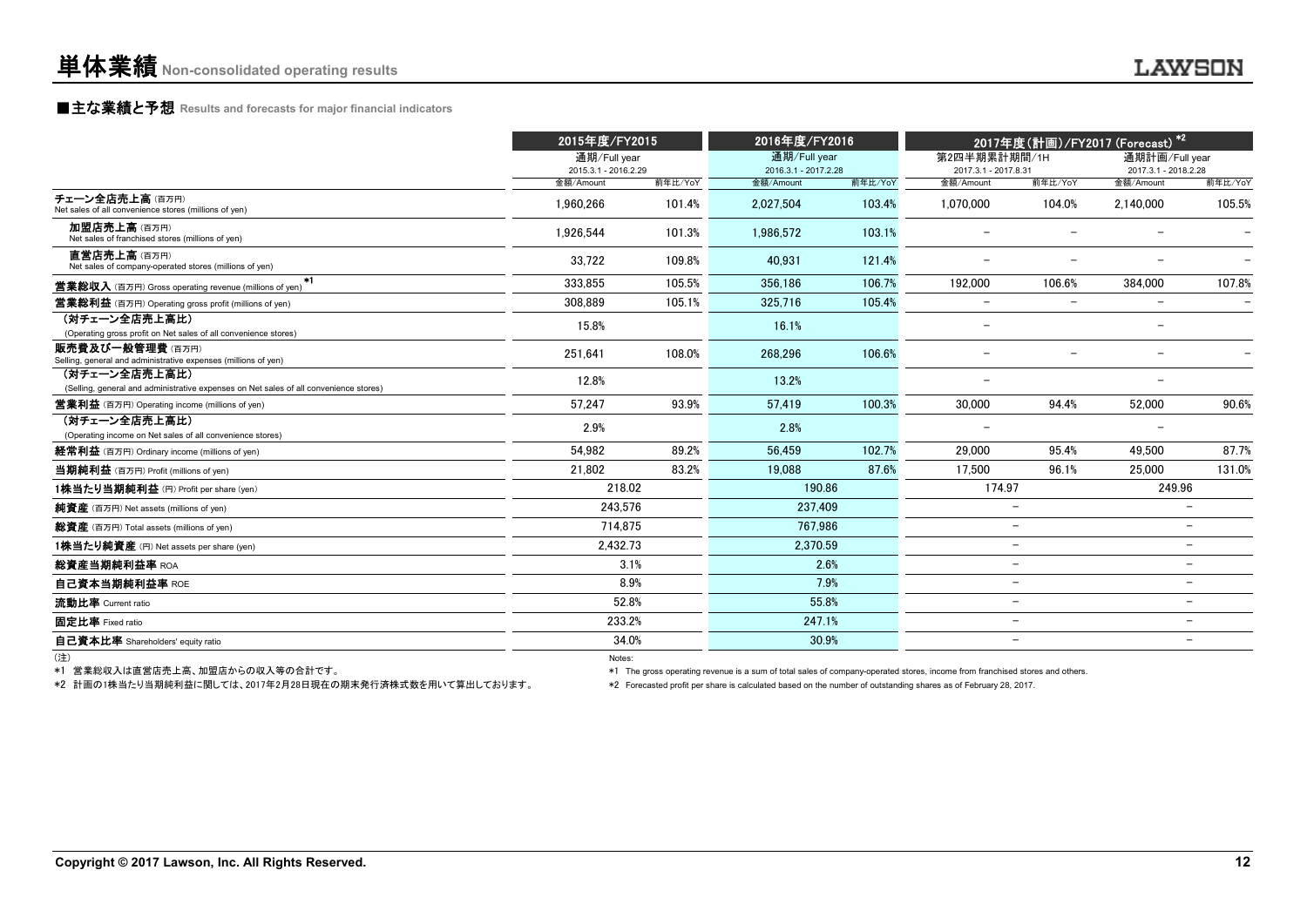# 単体業績 Non-consolidated operating results

## ■主な業績と予想 Results and forecasts for major financial indicators

| | 2015年度/FY2015 | | 2016年度/FY2016 | | 2017年度(計画)/FY2017 (Forecast) *2 | | | |
|---|---|---|---|---|---|---|---|---|
| | 通期/Full year 2015.3.1 - 2016.2.29 | | 通期/Full year 2016.3.1 - 2017.2.28 | | 第2四半期累計期間/1H 2017.3.1 - 2017.8.31 | | 通期計画/Full year 2017.3.1 - 2018.2.28 | |
| | 金額/Amount | 前年比/YoY | 金額/Amount | 前年比/YoY | 金額/Amount | 前年比/YoY | 金額/Amount | 前年比/YoY |
| チェーン全店売上高 (百万円) Net sales of all convenience stores (millions of yen) | 1,960,266 | 101.4% | 2,027,504 | 103.4% | 1,070,000 | 104.0% | 2,140,000 | 105.5% |
| 加盟店売上高 (百万円) Net sales of franchised stores (millions of yen) | 1,926,544 | 101.3% | 1,986,572 | 103.1% | – | – | – | – |
| 直営店売上高 (百万円) Net sales of company-operated stores (millions of yen) | 33,722 | 109.8% | 40,931 | 121.4% | – | – | – | – |
| 営業総収入 (百万円) Gross operating revenue (millions of yen) *1 | 333,855 | 105.5% | 356,186 | 106.7% | 192,000 | 106.6% | 384,000 | 107.8% |
| 営業総利益 (百万円) Operating gross profit (millions of yen) | 308,889 | 105.1% | 325,716 | 105.4% | – | – | – | – |
| (対チェーン全店売上高比) (Operating gross profit on Net sales of all convenience stores) | 15.8% | | 16.1% | | – | | – | |
| 販売費及び一般管理費 (百万円) Selling, general and administrative expenses (millions of yen) | 251,641 | 108.0% | 268,296 | 106.6% | – | – | – | – |
| (対チェーン全店売上高比) (Selling, general and administrative expenses on Net sales of all convenience stores) | 12.8% | | 13.2% | | – | | – | |
| 営業利益 (百万円) Operating income (millions of yen) | 57,247 | 93.9% | 57,419 | 100.3% | 30,000 | 94.4% | 52,000 | 90.6% |
| (対チェーン全店売上高比) (Operating income on Net sales of all convenience stores) | 2.9% | | 2.8% | | – | | – | |
| 経常利益 (百万円) Ordinary income (millions of yen) | 54,982 | 89.2% | 56,459 | 102.7% | 29,000 | 95.4% | 49,500 | 87.7% |
| 当期純利益 (百万円) Profit (millions of yen) | 21,802 | 83.2% | 19,088 | 87.6% | 17,500 | 96.1% | 25,000 | 131.0% |
| 1株当たり当期純利益 (円) Profit per share (yen) | 218.02 | | 190.86 | | 174.97 | | 249.96 | |
| 純資産 (百万円) Net assets (millions of yen) | 243,576 | | 237,409 | | – | | – | |
| 総資産 (百万円) Total assets (millions of yen) | 714,875 | | 767,986 | | – | | – | |
| 1株当たり純資産 (円) Net assets per share (yen) | 2,432.73 | | 2,370.59 | | – | | – | |
| 総資産当期純利益率 ROA | 3.1% | | 2.6% | | – | | – | |
| 自己資本当期純利益率 ROE | 8.9% | | 7.9% | | – | | – | |
| 流動比率 Current ratio | 52.8% | | 55.8% | | – | | – | |
| 固定比率 Fixed ratio | 233.2% | | 247.1% | | – | | – | |
| 自己資本比率 Shareholders' equity ratio | 34.0% | | 30.9% | | – | | – | |

(注)
*1 営業総収入は直営店売上高、加盟店からの収入等の合計です。
*2 計画の1株当たり当期純利益に関しては、2017年2月28日現在の期末発行済株式数を用いて算出しております。

Notes:
*1 The gross operating revenue is a sum of total sales of company-operated stores, income from franchised stores and others.
*2 Forecasted profit per share is calculated based on the number of outstanding shares as of February 28, 2017.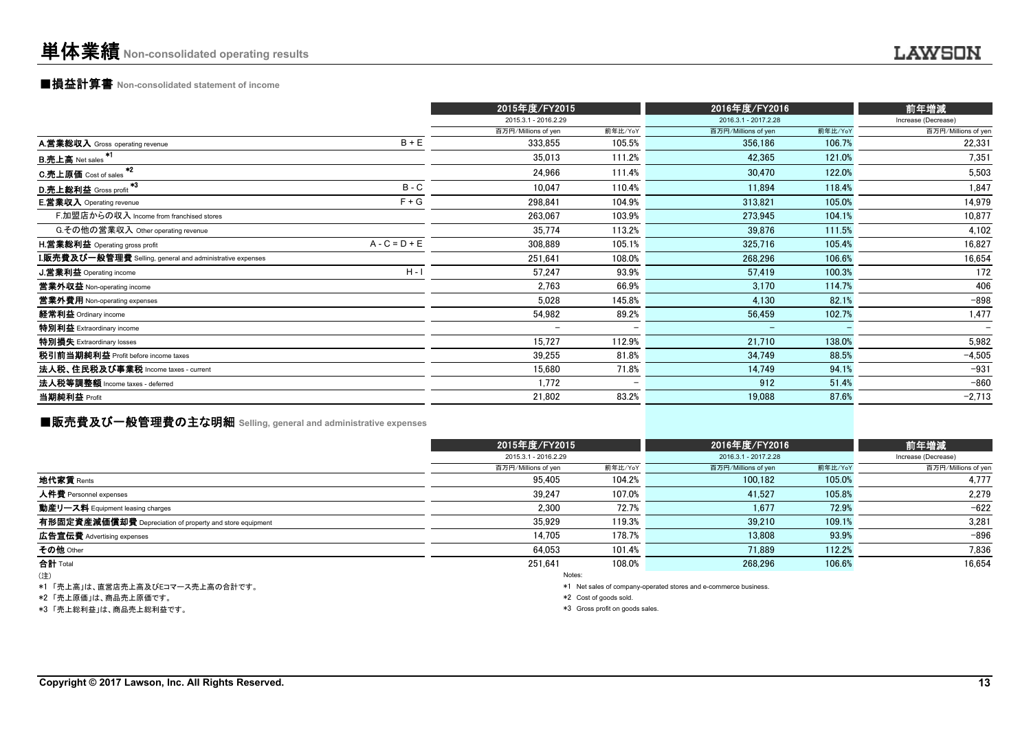# 単体業績 Non-consolidated operating results

## ■損益計算書 Non-consolidated statement of income

| | | 2015年度/FY2015 | | 2016年度/FY2016 | | 前年増減 |
|---|---|---|---|---|---|---|
| | | 2015.3.1 - 2016.2.29 | | 2016.3.1 - 2017.2.28 | | Increase (Decrease) |
| | | 百万円/Millions of yen | 前年比/YoY | 百万円/Millions of yen | 前年比/YoY | 百万円/Millions of yen |
| **A.営業総収入** Gross operating revenue | B + E | 333,855 | 105.5% | 356,186 | 106.7% | 22,331 |
| **B.売上高** Net sales *1 | | 35,013 | 111.2% | 42,365 | 121.0% | 7,351 |
| **C.売上原価** Cost of sales *2 | | 24,966 | 111.4% | 30,470 | 122.0% | 5,503 |
| **D.売上総利益** Gross profit *3 | B - C | 10,047 | 110.4% | 11,894 | 118.4% | 1,847 |
| **E.営業収入** Operating revenue | F + G | 298,841 | 104.9% | 313,821 | 105.0% | 14,979 |
| F.加盟店からの収入 Income from franchised stores | | 263,067 | 103.9% | 273,945 | 104.1% | 10,877 |
| G.その他の営業収入 Other operating revenue | | 35,774 | 113.2% | 39,876 | 111.5% | 4,102 |
| **H.営業総利益** Operating gross profit | A - C = D + E | 308,889 | 105.1% | 325,716 | 105.4% | 16,827 |
| **I.販売費及び一般管理費** Selling, general and administrative expenses | | 251,641 | 108.0% | 268,296 | 106.6% | 16,654 |
| **J.営業利益** Operating income | H - I | 57,247 | 93.9% | 57,419 | 100.3% | 172 |
| **営業外収益** Non-operating income | | 2,763 | 66.9% | 3,170 | 114.7% | 406 |
| **営業外費用** Non-operating expenses | | 5,028 | 145.8% | 4,130 | 82.1% | −898 |
| **経常利益** Ordinary income | | 54,982 | 89.2% | 56,459 | 102.7% | 1,477 |
| **特別利益** Extraordinary income | | − | − | − | − | − |
| **特別損失** Extraordinary losses | | 15,727 | 112.9% | 21,710 | 138.0% | 5,982 |
| **税引前当期純利益** Profit before income taxes | | 39,255 | 81.8% | 34,749 | 88.5% | −4,505 |
| **法人税、住民税及び事業税** Income taxes - current | | 15,680 | 71.8% | 14,749 | 94.1% | −931 |
| **法人税等調整額** Income taxes - deferred | | 1,772 | − | 912 | 51.4% | −860 |
| **当期純利益** Profit | | 21,802 | 83.2% | 19,088 | 87.6% | −2,713 |

## ■販売費及び一般管理費の主な明細 Selling, general and administrative expenses

| | 2015年度/FY2015 | | 2016年度/FY2016 | | 前年増減 |
|---|---|---|---|---|---|
| | 2015.3.1 - 2016.2.29 | | 2016.3.1 - 2017.2.28 | | Increase (Decrease) |
| | 百万円/Millions of yen | 前年比/YoY | 百万円/Millions of yen | 前年比/YoY | 百万円/Millions of yen |
| **地代家賃** Rents | 95,405 | 104.2% | 100,182 | 105.0% | 4,777 |
| **人件費** Personnel expenses | 39,247 | 107.0% | 41,527 | 105.8% | 2,279 |
| **動産リース料** Equipment leasing charges | 2,300 | 72.7% | 1,677 | 72.9% | −622 |
| **有形固定資産減価償却費** Depreciation of property and store equipment | 35,929 | 119.3% | 39,210 | 109.1% | 3,281 |
| **広告宣伝費** Advertising expenses | 14,705 | 178.7% | 13,808 | 93.9% | −896 |
| **その他** Other | 64,053 | 101.4% | 71,889 | 112.2% | 7,836 |
| **合計** Total | 251,641 | 108.0% | 268,296 | 106.6% | 16,654 |

(注)

*1 「売上高」は、直営店売上高及びEコマース売上高の合計です。

*2 「売上原価」は、商品売上原価です。

*3 「売上総利益」は、商品売上総利益です。

Notes:

*1 Net sales of company-operated stores and e-commerce business.

*2 Cost of goods sold.

*3 Gross profit on goods sales.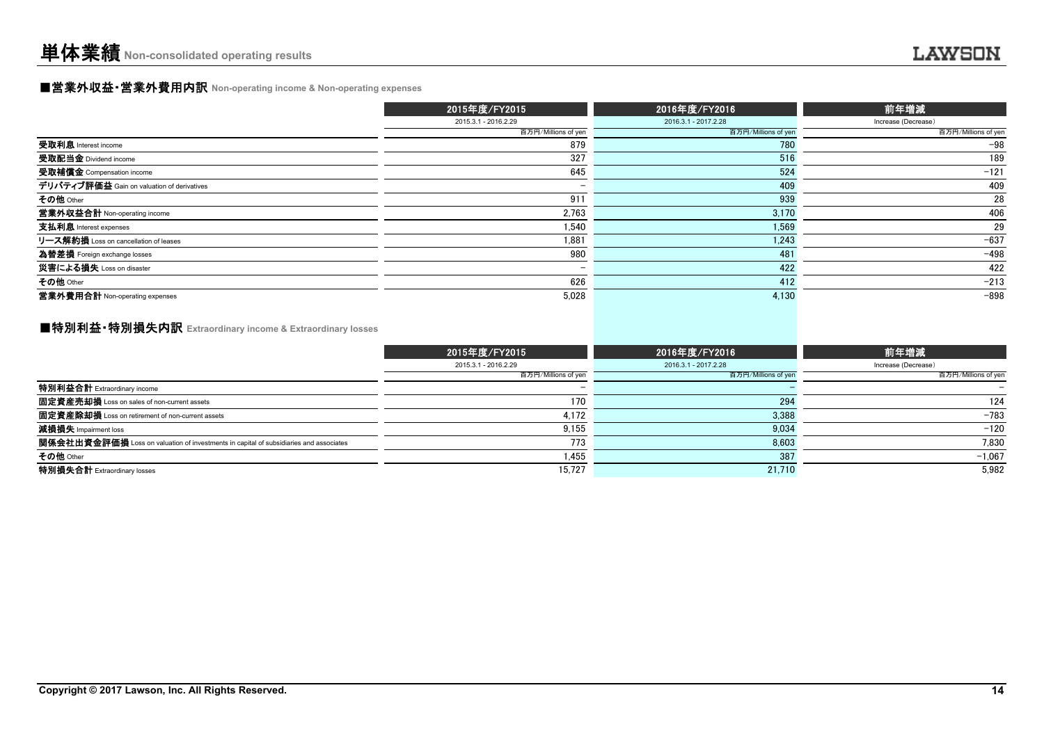# 単体業績 Non-consolidated operating results

## ■営業外収益・営業外費用内訳 Non-operating income & Non-operating expenses

| | 2015年度/FY2015<br>2015.3.1 - 2016.2.29<br>百万円/Millions of yen | 2016年度/FY2016<br>2016.3.1 - 2017.2.28<br>百万円/Millions of yen | 前年増減<br>Increase (Decrease)<br>百万円/Millions of yen |
|---|---|---|---|
| 受取利息 Interest income | 879 | 780 | −98 |
| 受取配当金 Dividend income | 327 | 516 | 189 |
| 受取補償金 Compensation income | 645 | 524 | −121 |
| デリバティブ評価益 Gain on valuation of derivatives | − | 409 | 409 |
| その他 Other | 911 | 939 | 28 |
| 営業外収益合計 Non-operating income | 2,763 | 3,170 | 406 |
| 支払利息 Interest expenses | 1,540 | 1,569 | 29 |
| リース解約損 Loss on cancellation of leases | 1,881 | 1,243 | −637 |
| 為替差損 Foreign exchange losses | 980 | 481 | −498 |
| 災害による損失 Loss on disaster | − | 422 | 422 |
| その他 Other | 626 | 412 | −213 |
| 営業外費用合計 Non-operating expenses | 5,028 | 4,130 | −898 |

## ■特別利益・特別損失内訳 Extraordinary income & Extraordinary losses

| | 2015年度/FY2015<br>2015.3.1 - 2016.2.29<br>百万円/Millions of yen | 2016年度/FY2016<br>2016.3.1 - 2017.2.28<br>百万円/Millions of yen | 前年増減<br>Increase (Decrease)<br>百万円/Millions of yen |
|---|---|---|---|
| 特別利益合計 Extraordinary income | − | − | − |
| 固定資産売却損 Loss on sales of non-current assets | 170 | 294 | 124 |
| 固定資産除却損 Loss on retirement of non-current assets | 4,172 | 3,388 | −783 |
| 減損損失 Impairment loss | 9,155 | 9,034 | −120 |
| 関係会社出資金評価損 Loss on valuation of investments in capital of subsidiaries and associates | 773 | 8,603 | 7,830 |
| その他 Other | 1,455 | 387 | −1,067 |
| 特別損失合計 Extraordinary losses | 15,727 | 21,710 | 5,982 |

Copyright © 2017 Lawson, Inc. All Rights Reserved.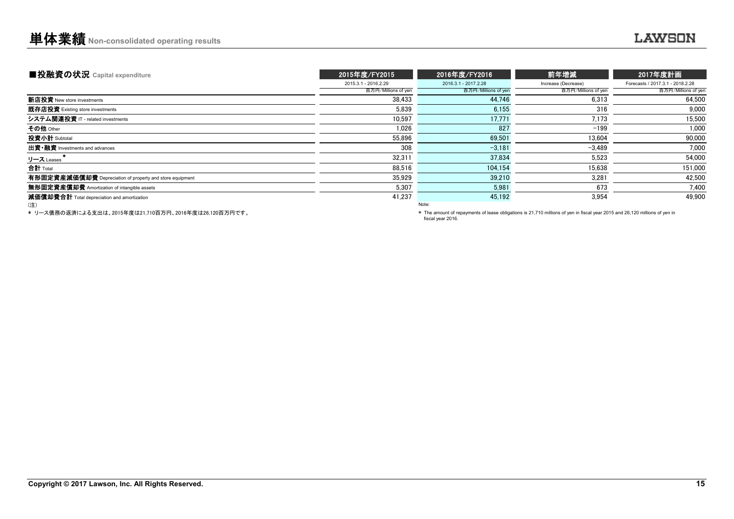# 単体業績 Non-consolidated operating results

## ■投融資の状況 Capital expenditure

| | 2015年度/FY2015 | 2016年度/FY2016 | 前年増減 | 2017年度計画 |
|---|---|---|---|---|
| | 2015.3.1 - 2016.2.29 | 2016.3.1 - 2017.2.28 | Increase (Decrease) | Forecasts / 2017.3.1 - 2018.2.28 |
| | 百万円/Millions of yen | 百万円/Millions of yen | 百万円/Millions of yen | 百万円/Millions of yen |
| **新店投資** New store investments | 38,433 | 44,746 | 6,313 | 64,500 |
| **既存店投資** Existing store investments | 5,839 | 6,155 | 316 | 9,000 |
| **システム関連投資** IT - related investments | 10,597 | 17,771 | 7,173 | 15,500 |
| **その他** Other | 1,026 | 827 | −199 | 1,000 |
| **投資小計** Subtotal | 55,896 | 69,501 | 13,604 | 90,000 |
| **出資・融資** Investments and advances | 308 | −3,181 | −3,489 | 7,000 |
| **リース** Leases * | 32,311 | 37,834 | 5,523 | 54,000 |
| **合計** Total | 88,516 | 104,154 | 15,638 | 151,000 |
| **有形固定資産減価償却費** Depreciation of property and store equipment | 35,929 | 39,210 | 3,281 | 42,500 |
| **無形固定資産償却費** Amortization of intangible assets | 5,307 | 5,981 | 673 | 7,400 |
| **減価償却費合計** Total depreciation and amortization | 41,237 | 45,192 | 3,954 | 49,900 |

(注)

* リース債務の返済による支出は、2015年度は21,710百万円、2016年度は26,120百万円です。

Note:

* The amount of repayments of lease obligations is 21,710 millions of yen in fiscal year 2015 and 26,120 millions of yen in fiscal year 2016.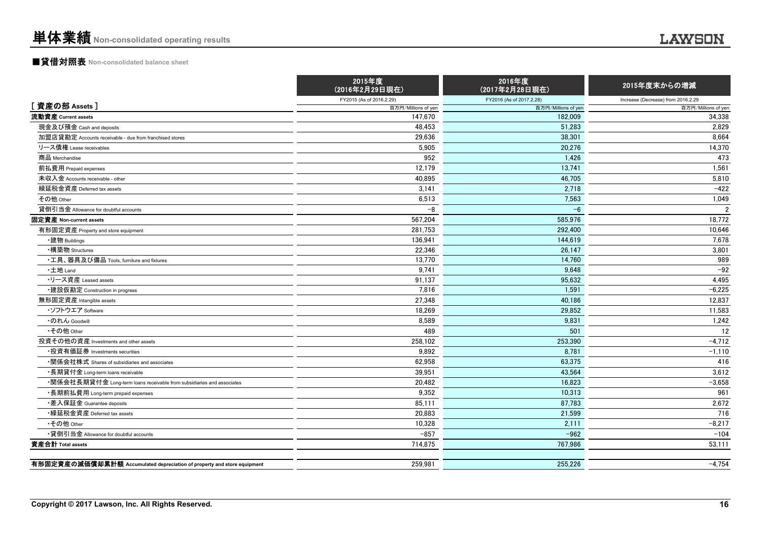# 単体業績 Non-consolidated operating results

## ■貸借対照表 Non-consolidated balance sheet

| [ 資産の部 Assets ] | 2015年度 (2016年2月29日現在) FY2015 (As of 2016.2.29) 百万円/Millions of yen | 2016年度 (2017年2月28日現在) FY2016 (As of 2017.2.28) 百万円/Millions of yen | 2015年度末からの増減 Increase (Decrease) from 2016.2.29 百万円/Millions of yen |
|---|---|---|---|
| **流動資産 Current assets** | 147,670 | 182,009 | 34,338 |
| 現金及び預金 Cash and deposits | 48,453 | 51,283 | 2,829 |
| 加盟店貸勘定 Accounts receivable - due from franchised stores | 29,636 | 38,301 | 8,664 |
| リース債権 Lease receivables | 5,905 | 20,276 | 14,370 |
| 商品 Merchandise | 952 | 1,426 | 473 |
| 前払費用 Prepaid expenses | 12,179 | 13,741 | 1,561 |
| 未収入金 Accounts receivable - other | 40,895 | 46,705 | 5,810 |
| 繰延税金資産 Deferred tax assets | 3,141 | 2,718 | −422 |
| その他 Other | 6,513 | 7,563 | 1,049 |
| 貸倒引当金 Allowance for doubtful accounts | −8 | −6 | 2 |
| **固定資産 Non-current assets** | 567,204 | 585,976 | 18,772 |
| 有形固定資産 Property and store equipment | 281,753 | 292,400 | 10,646 |
| ・建物 Buildings | 136,941 | 144,619 | 7,678 |
| ・構築物 Structures | 22,346 | 26,147 | 3,801 |
| ・工具、器具及び備品 Tools, furniture and fixtures | 13,770 | 14,760 | 989 |
| ・土地 Land | 9,741 | 9,648 | −92 |
| ・リース資産 Leased assets | 91,137 | 95,632 | 4,495 |
| ・建設仮勘定 Construction in progress | 7,816 | 1,591 | −6,225 |
| 無形固定資産 Intangible assets | 27,348 | 40,186 | 12,837 |
| ・ソフトウエア Software | 18,269 | 29,852 | 11,583 |
| ・のれん Goodwill | 8,589 | 9,831 | 1,242 |
| ・その他 Other | 489 | 501 | 12 |
| 投資その他の資産 Investments and other assets | 258,102 | 253,390 | −4,712 |
| ・投資有価証券 Investments securities | 9,892 | 8,781 | −1,110 |
| ・関係会社株式 Shares of subsidiaries and associates | 62,958 | 63,375 | 416 |
| ・長期貸付金 Long-term loans receivable | 39,951 | 43,564 | 3,612 |
| ・関係会社長期貸付金 Long-term loans receivable from subsidiaries and associates | 20,482 | 16,823 | −3,658 |
| ・長期前払費用 Long-term prepaid expenses | 9,352 | 10,313 | 961 |
| ・差入保証金 Guarantee deposits | 85,111 | 87,783 | 2,672 |
| ・繰延税金資産 Deferred tax assets | 20,883 | 21,599 | 716 |
| ・その他 Other | 10,328 | 2,111 | −8,217 |
| ・貸倒引当金 Allowance for doubtful accounts | −857 | −962 | −104 |
| **資産合計 Total assets** | 714,875 | 767,986 | 53,111 |
| **有形固定資産の減価償却累計額 Accumulated depreciation of property and store equipment** | 259,981 | 255,226 | −4,754 |

Copyright © 2017 Lawson, Inc. All Rights Reserved.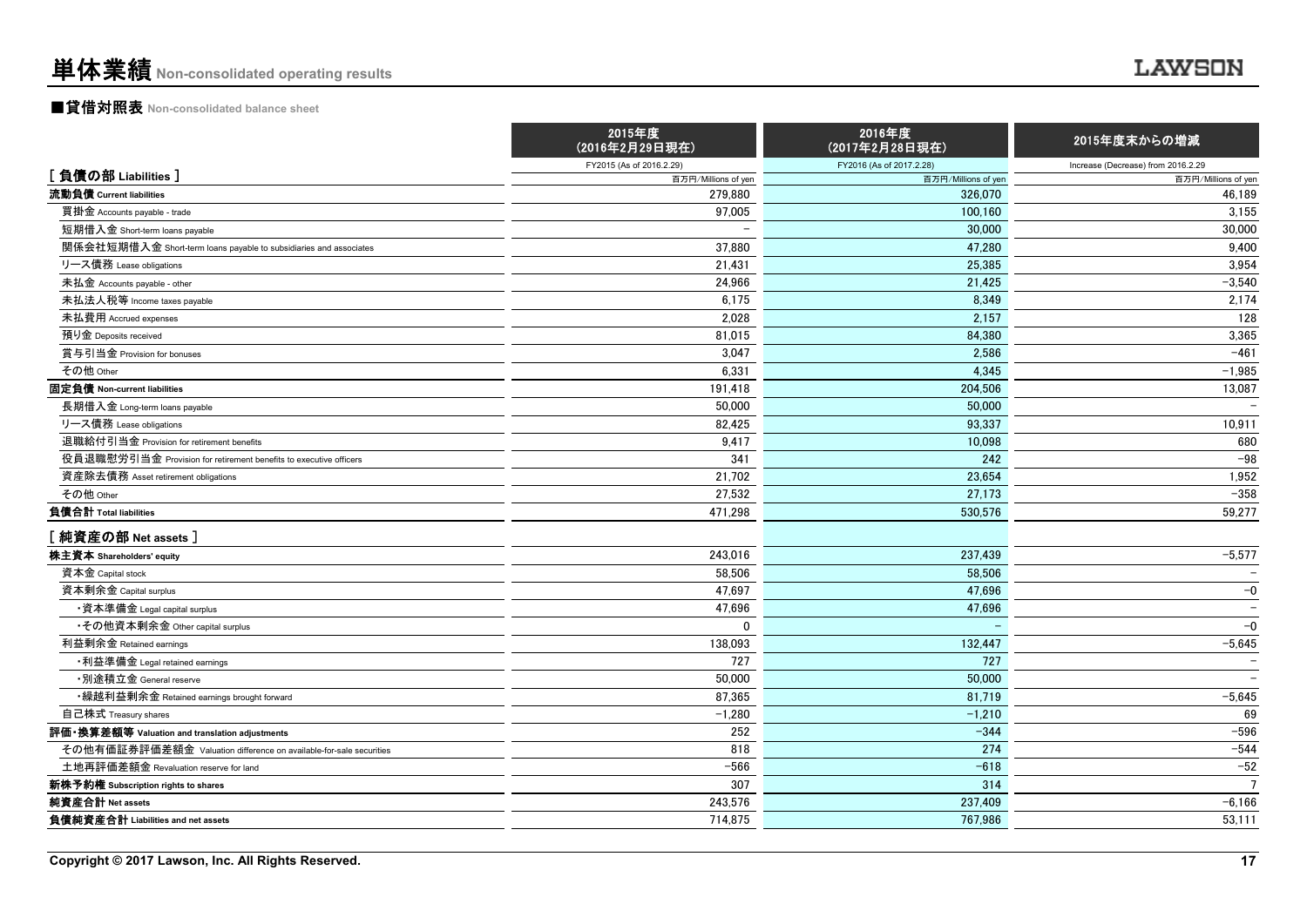# 単体業績 Non-consolidated operating results

## ■貸借対照表 Non-consolidated balance sheet

| | 2015年度（2016年2月29日現在） | 2016年度（2017年2月28日現在） | 2015年度末からの増減 |
|---|---|---|---|
| | FY2015 (As of 2016.2.29) | FY2016 (As of 2017.2.28) | Increase (Decrease) from 2016.2.29 |
| **[ 負債の部 Liabilities ]** | 百万円/Millions of yen | 百万円/Millions of yen | 百万円/Millions of yen |
| **流動負債 Current liabilities** | 279,880 | 326,070 | 46,189 |
| 買掛金 Accounts payable - trade | 97,005 | 100,160 | 3,155 |
| 短期借入金 Short-term loans payable | – | 30,000 | 30,000 |
| 関係会社短期借入金 Short-term loans payable to subsidiaries and associates | 37,880 | 47,280 | 9,400 |
| リース債務 Lease obligations | 21,431 | 25,385 | 3,954 |
| 未払金 Accounts payable - other | 24,966 | 21,425 | −3,540 |
| 未払法人税等 Income taxes payable | 6,175 | 8,349 | 2,174 |
| 未払費用 Accrued expenses | 2,028 | 2,157 | 128 |
| 預り金 Deposits received | 81,015 | 84,380 | 3,365 |
| 賞与引当金 Provision for bonuses | 3,047 | 2,586 | −461 |
| その他 Other | 6,331 | 4,345 | −1,985 |
| **固定負債 Non-current liabilities** | 191,418 | 204,506 | 13,087 |
| 長期借入金 Long-term loans payable | 50,000 | 50,000 | – |
| リース債務 Lease obligations | 82,425 | 93,337 | 10,911 |
| 退職給付引当金 Provision for retirement benefits | 9,417 | 10,098 | 680 |
| 役員退職慰労引当金 Provision for retirement benefits to executive officers | 341 | 242 | −98 |
| 資産除去債務 Asset retirement obligations | 21,702 | 23,654 | 1,952 |
| その他 Other | 27,532 | 27,173 | −358 |
| **負債合計 Total liabilities** | 471,298 | 530,576 | 59,277 |
| **[ 純資産の部 Net assets ]** | | | |
| **株主資本 Shareholders' equity** | 243,016 | 237,439 | −5,577 |
| 資本金 Capital stock | 58,506 | 58,506 | – |
| 資本剰余金 Capital surplus | 47,697 | 47,696 | −0 |
| ・資本準備金 Legal capital surplus | 47,696 | 47,696 | – |
| ・その他資本剰余金 Other capital surplus | 0 | – | −0 |
| 利益剰余金 Retained earnings | 138,093 | 132,447 | −5,645 |
| ・利益準備金 Legal retained earnings | 727 | 727 | – |
| ・別途積立金 General reserve | 50,000 | 50,000 | – |
| ・繰越利益剰余金 Retained earnings brought forward | 87,365 | 81,719 | −5,645 |
| 自己株式 Treasury shares | −1,280 | −1,210 | 69 |
| **評価・換算差額等 Valuation and translation adjustments** | 252 | −344 | −596 |
| その他有価証券評価差額金 Valuation difference on available-for-sale securities | 818 | 274 | −544 |
| 土地再評価差額金 Revaluation reserve for land | −566 | −618 | −52 |
| **新株予約権 Subscription rights to shares** | 307 | 314 | 7 |
| **純資産合計 Net assets** | 243,576 | 237,409 | −6,166 |
| **負債純資産合計 Liabilities and net assets** | 714,875 | 767,986 | 53,111 |

Copyright © 2017 Lawson, Inc. All Rights Reserved.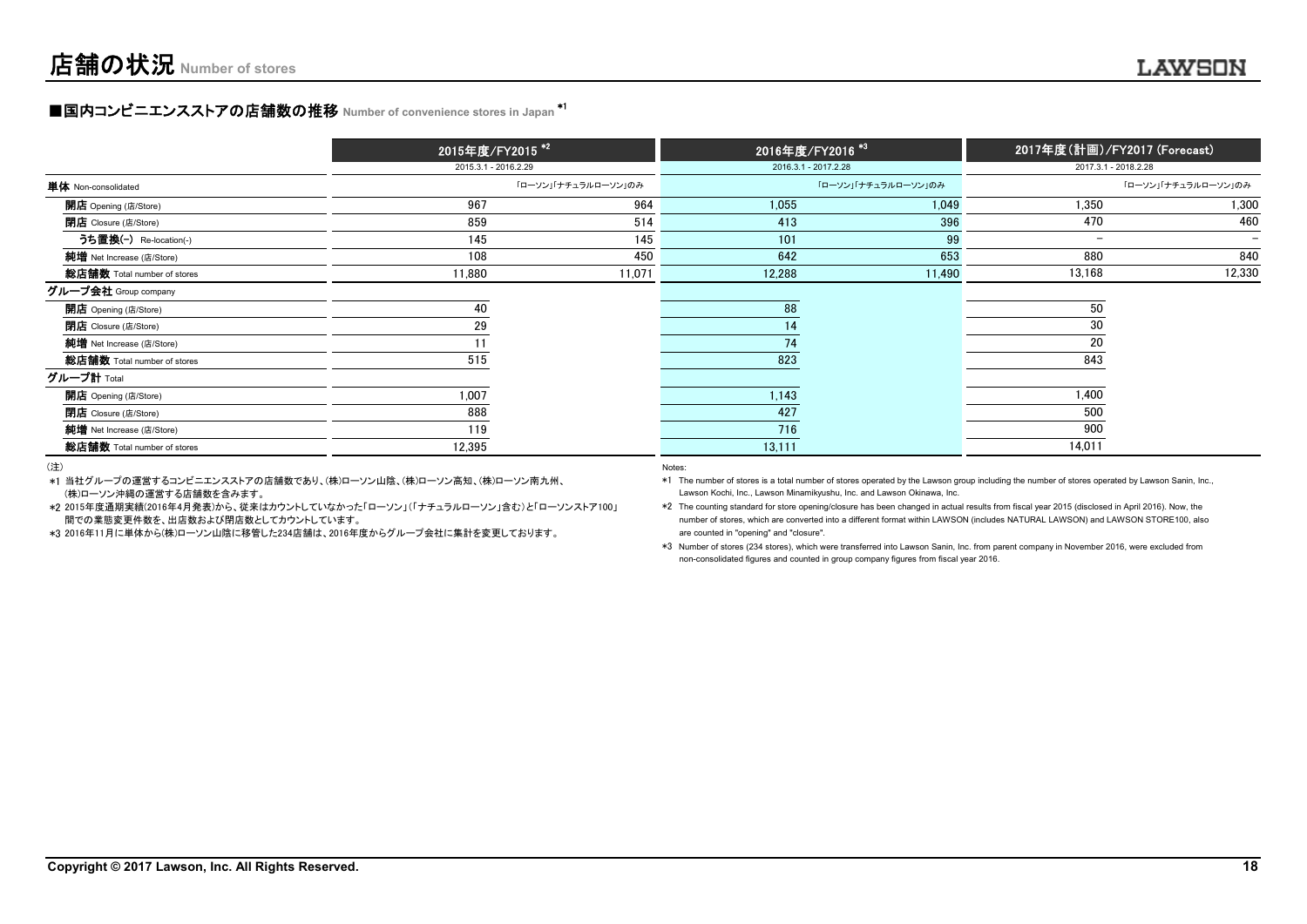# 店舗の状況 Number of stores

## ■国内コンビニエンスストアの店舗数の推移 Number of convenience stores in Japan [*1]

| | 2015年度/FY2015 [*2] | | 2016年度/FY2016 [*3] | | 2017年度(計画)/FY2017 (Forecast) | |
|---|---|---|---|---|---|---|
| | 2015.3.1 - 2016.2.29 | | 2016.3.1 - 2017.2.28 | | 2017.3.1 - 2018.2.28 | |
| **単体** Non-consolidated | | 「ローソン」「ナチュラルローソン」のみ | | 「ローソン」「ナチュラルローソン」のみ | | 「ローソン」「ナチュラルローソン」のみ |
| **開店** Opening (店/Store) | 967 | 964 | 1,055 | 1,049 | 1,350 | 1,300 |
| **閉店** Closure (店/Store) | 859 | 514 | 413 | 396 | 470 | 460 |
| **うち置換(-)** Re-location(-) | 145 | 145 | 101 | 99 | − | − |
| **純増** Net Increase (店/Store) | 108 | 450 | 642 | 653 | 880 | 840 |
| **総店舗数** Total number of stores | 11,880 | 11,071 | 12,288 | 11,490 | 13,168 | 12,330 |
| **グループ会社** Group company | | | | | | |
| **開店** Opening (店/Store) | 40 | | 88 | | 50 | |
| **閉店** Closure (店/Store) | 29 | | 14 | | 30 | |
| **純増** Net Increase (店/Store) | 11 | | 74 | | 20 | |
| **総店舗数** Total number of stores | 515 | | 823 | | 843 | |
| **グループ計** Total | | | | | | |
| **開店** Opening (店/Store) | 1,007 | | 1,143 | | 1,400 | |
| **閉店** Closure (店/Store) | 888 | | 427 | | 500 | |
| **純増** Net Increase (店/Store) | 119 | | 716 | | 900 | |
| **総店舗数** Total number of stores | 12,395 | | 13,111 | | 14,011 | |

(注)

*1 当社グループの運営するコンビニエンスストアの店舗数であり、(株)ローソン山陰、(株)ローソン高知、(株)ローソン南九州、(株)ローソン沖縄の運営する店舗数を含みます。

*2 2015年度通期実績(2016年4月発表)から、従来はカウントしていなかった「ローソン」(「ナチュラルローソン」含む)と「ローソンストア100」間での業態変更件数を、出店数および閉店数としてカウントしています。

*3 2016年11月に単体から(株)ローソン山陰に移管した234店舗は、2016年度からグループ会社に集計を変更しております。

Notes:

*1 The number of stores is a total number of stores operated by the Lawson group including the number of stores operated by Lawson Sanin, Inc., Lawson Kochi, Inc., Lawson Minamikyushu, Inc. and Lawson Okinawa, Inc.

*2 The counting standard for store opening/closure has been changed in actual results from fiscal year 2015 (disclosed in April 2016). Now, the number of stores, which are converted into a different format within LAWSON (includes NATURAL LAWSON) and LAWSON STORE100, also are counted in "opening" and "closure".

*3 Number of stores (234 stores), which were transferred into Lawson Sanin, Inc. from parent company in November 2016, were excluded from non-consolidated figures and counted in group company figures from fiscal year 2016.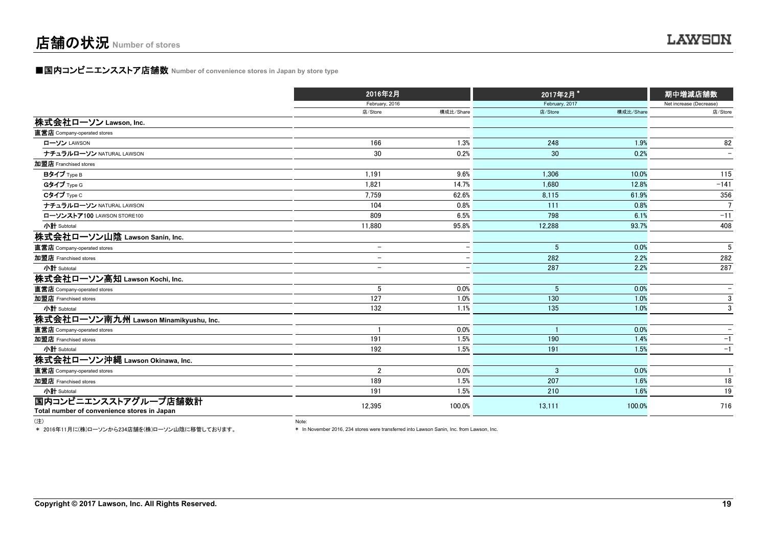# 店舗の状況 Number of stores

## ■国内コンビニエンスストア店舗数 Number of convenience stores in Japan by store type

| | 2016年2月 February, 2016 | | 2017年2月 * February, 2017 | | 期中増減店舗数 Net increase (Decrease) |
|---|---|---|---|---|---|
| | 店/Store | 構成比/Share | 店/Store | 構成比/Share | 店/Store |
| **株式会社ローソン Lawson, Inc.** | | | | | |
| **直営店** Company-operated stores | | | | | |
| ローソン LAWSON | 166 | 1.3% | 248 | 1.9% | 82 |
| ナチュラルローソン NATURAL LAWSON | 30 | 0.2% | 30 | 0.2% | – |
| **加盟店** Franchised stores | | | | | |
| Bタイプ Type B | 1,191 | 9.6% | 1,306 | 10.0% | 115 |
| Gタイプ Type G | 1,821 | 14.7% | 1,680 | 12.8% | −141 |
| Cタイプ Type C | 7,759 | 62.6% | 8,115 | 61.9% | 356 |
| ナチュラルローソン NATURAL LAWSON | 104 | 0.8% | 111 | 0.8% | 7 |
| ローソンストア100 LAWSON STORE100 | 809 | 6.5% | 798 | 6.1% | −11 |
| 小計 Subtotal | 11,880 | 95.8% | 12,288 | 93.7% | 408 |
| **株式会社ローソン山陰 Lawson Sanin, Inc.** | | | | | |
| **直営店** Company-operated stores | – | – | 5 | 0.0% | 5 |
| **加盟店** Franchised stores | – | – | 282 | 2.2% | 282 |
| 小計 Subtotal | – | – | 287 | 2.2% | 287 |
| **株式会社ローソン高知 Lawson Kochi, Inc.** | | | | | |
| **直営店** Company-operated stores | 5 | 0.0% | 5 | 0.0% | – |
| **加盟店** Franchised stores | 127 | 1.0% | 130 | 1.0% | 3 |
| 小計 Subtotal | 132 | 1.1% | 135 | 1.0% | 3 |
| **株式会社ローソン南九州 Lawson Minamikyushu, Inc.** | | | | | |
| **直営店** Company-operated stores | 1 | 0.0% | 1 | 0.0% | – |
| **加盟店** Franchised stores | 191 | 1.5% | 190 | 1.4% | −1 |
| 小計 Subtotal | 192 | 1.5% | 191 | 1.5% | −1 |
| **株式会社ローソン沖縄 Lawson Okinawa, Inc.** | | | | | |
| **直営店** Company-operated stores | 2 | 0.0% | 3 | 0.0% | 1 |
| **加盟店** Franchised stores | 189 | 1.5% | 207 | 1.6% | 18 |
| 小計 Subtotal | 191 | 1.5% | 210 | 1.6% | 19 |
| **国内コンビニエンスストアグループ店舗数計 Total number of convenience stores in Japan** | 12,395 | 100.0% | 13,111 | 100.0% | 716 |

（注）
＊ 2016年11月に(株)ローソンから234店舗を(株)ローソン山陰に移管しております。

Note:
* In November 2016, 234 stores were transferred into Lawson Sanin, Inc. from Lawson, Inc.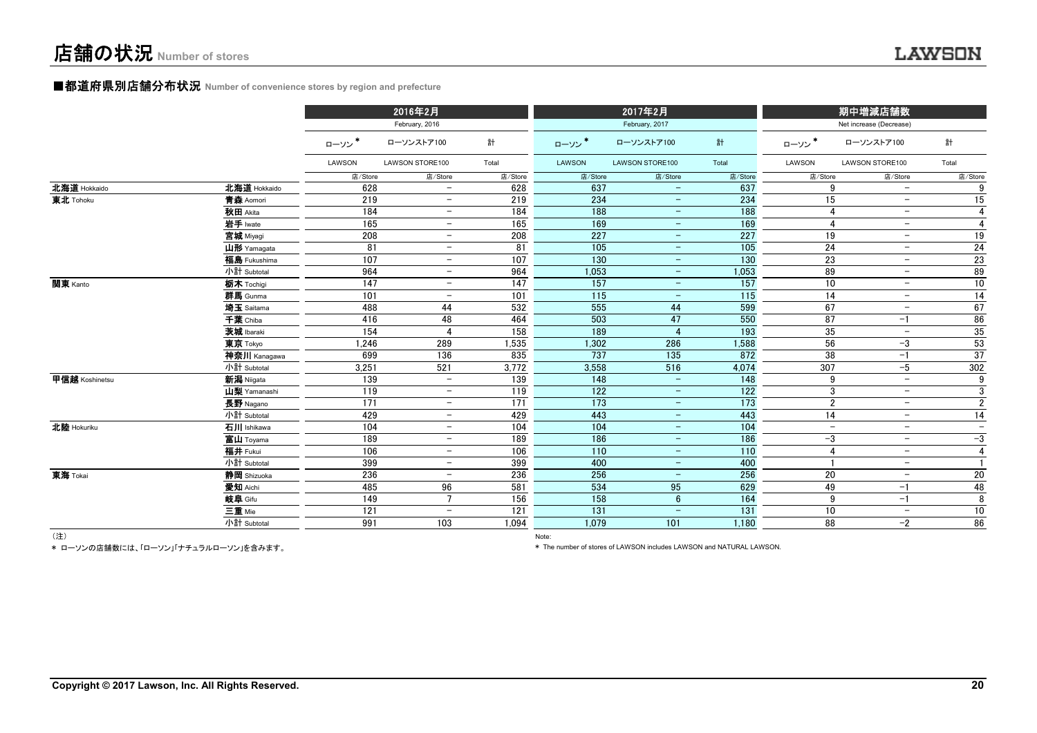# 店舗の状況 Number of stores

## ■都道府県別店舗分布状況 Number of convenience stores by region and prefecture

| | | 2016年2月 February, 2016 | | | 2017年2月 February, 2017 | | | 期中増減店舗数 Net increase (Decrease) | | |
|---|---|---|---|---|---|---|---|---|---|---|
| | | ローソン* LAWSON | ローソンストア100 LAWSON STORE100 | 計 Total | ローソン* LAWSON | ローソンストア100 LAWSON STORE100 | 計 Total | ローソン* LAWSON | ローソンストア100 LAWSON STORE100 | 計 Total |
| | | 店/Store | 店/Store | 店/Store | 店/Store | 店/Store | 店/Store | 店/Store | 店/Store | 店/Store |
| 北海道 Hokkaido | 北海道 Hokkaido | 628 | − | 628 | 637 | − | 637 | 9 | − | 9 |
| 東北 Tohoku | 青森 Aomori | 219 | − | 219 | 234 | − | 234 | 15 | − | 15 |
| | 秋田 Akita | 184 | − | 184 | 188 | − | 188 | 4 | − | 4 |
| | 岩手 Iwate | 165 | − | 165 | 169 | − | 169 | 4 | − | 4 |
| | 宮城 Miyagi | 208 | − | 208 | 227 | − | 227 | 19 | − | 19 |
| | 山形 Yamagata | 81 | − | 81 | 105 | − | 105 | 24 | − | 24 |
| | 福島 Fukushima | 107 | − | 107 | 130 | − | 130 | 23 | − | 23 |
| | 小計 Subtotal | 964 | − | 964 | 1,053 | − | 1,053 | 89 | − | 89 |
| 関東 Kanto | 栃木 Tochigi | 147 | − | 147 | 157 | − | 157 | 10 | − | 10 |
| | 群馬 Gunma | 101 | − | 101 | 115 | − | 115 | 14 | − | 14 |
| | 埼玉 Saitama | 488 | 44 | 532 | 555 | 44 | 599 | 67 | − | 67 |
| | 千葉 Chiba | 416 | 48 | 464 | 503 | 47 | 550 | 87 | −1 | 86 |
| | 茨城 Ibaraki | 154 | 4 | 158 | 189 | 4 | 193 | 35 | − | 35 |
| | 東京 Tokyo | 1,246 | 289 | 1,535 | 1,302 | 286 | 1,588 | 56 | −3 | 53 |
| | 神奈川 Kanagawa | 699 | 136 | 835 | 737 | 135 | 872 | 38 | −1 | 37 |
| | 小計 Subtotal | 3,251 | 521 | 3,772 | 3,558 | 516 | 4,074 | 307 | −5 | 302 |
| 甲信越 Koshinetsu | 新潟 Niigata | 139 | − | 139 | 148 | − | 148 | 9 | − | 9 |
| | 山梨 Yamanashi | 119 | − | 119 | 122 | − | 122 | 3 | − | 3 |
| | 長野 Nagano | 171 | − | 171 | 173 | − | 173 | 2 | − | 2 |
| | 小計 Subtotal | 429 | − | 429 | 443 | − | 443 | 14 | − | 14 |
| 北陸 Hokuriku | 石川 Ishikawa | 104 | − | 104 | 104 | − | 104 | − | − | − |
| | 富山 Toyama | 189 | − | 189 | 186 | − | 186 | −3 | − | −3 |
| | 福井 Fukui | 106 | − | 106 | 110 | − | 110 | 4 | − | 4 |
| | 小計 Subtotal | 399 | − | 399 | 400 | − | 400 | 1 | − | 1 |
| 東海 Tokai | 静岡 Shizuoka | 236 | − | 236 | 256 | − | 256 | 20 | − | 20 |
| | 愛知 Aichi | 485 | 96 | 581 | 534 | 95 | 629 | 49 | −1 | 48 |
| | 岐阜 Gifu | 149 | 7 | 156 | 158 | 6 | 164 | 9 | −1 | 8 |
| | 三重 Mie | 121 | − | 121 | 131 | − | 131 | 10 | − | 10 |
| | 小計 Subtotal | 991 | 103 | 1,094 | 1,079 | 101 | 1,180 | 88 | −2 | 86 |

（注）

* ローソンの店舗数には、「ローソン」「ナチュラルローソン」を含みます。

Note:

* The number of stores of LAWSON includes LAWSON and NATURAL LAWSON.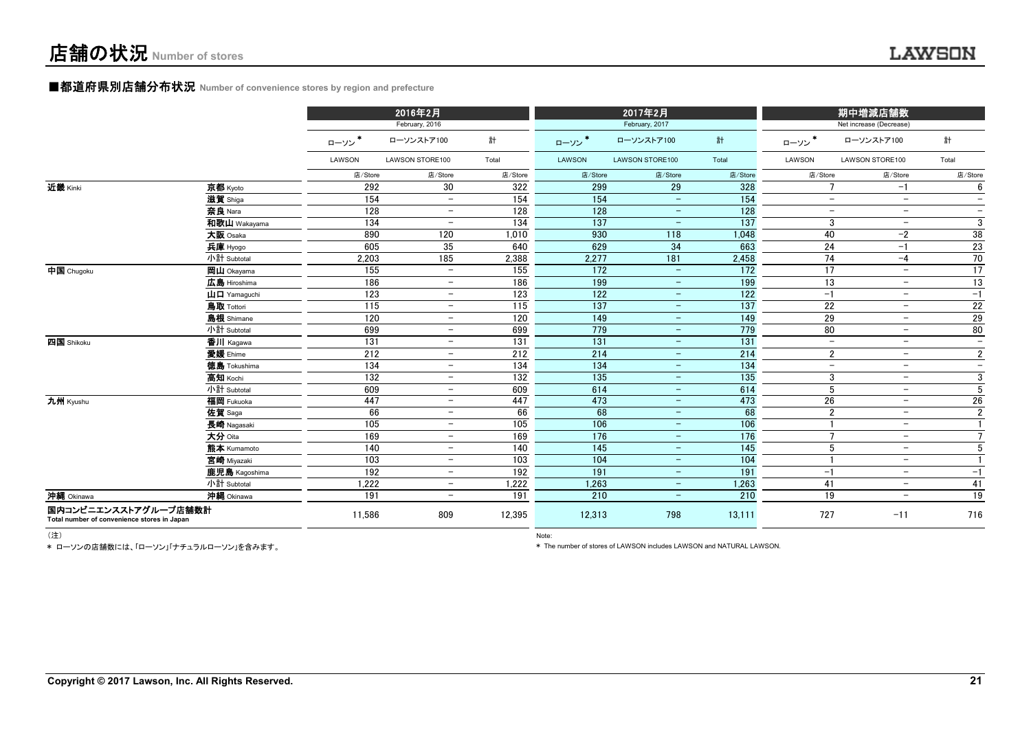# 店舗の状況 Number of stores

## ■都道府県別店舗分布状況 Number of convenience stores by region and prefecture

| | | 2016年2月 February, 2016 | | | 2017年2月 February, 2017 | | | 期中増減店舗数 Net increase (Decrease) | | |
|---|---|---|---|---|---|---|---|---|---|---|
| | | ローソン* LAWSON | ローソンストア100 LAWSON STORE100 | 計 Total | ローソン* LAWSON | ローソンストア100 LAWSON STORE100 | 計 Total | ローソン* LAWSON | ローソンストア100 LAWSON STORE100 | 計 Total |
| | | 店/Store | 店/Store | 店/Store | 店/Store | 店/Store | 店/Store | 店/Store | 店/Store | 店/Store |
| 近畿 Kinki | 京都 Kyoto | 292 | 30 | 322 | 299 | 29 | 328 | 7 | −1 | 6 |
| | 滋賀 Shiga | 154 | − | 154 | 154 | − | 154 | − | − | − |
| | 奈良 Nara | 128 | − | 128 | 128 | − | 128 | − | − | − |
| | 和歌山 Wakayama | 134 | − | 134 | 137 | − | 137 | 3 | − | 3 |
| | 大阪 Osaka | 890 | 120 | 1,010 | 930 | 118 | 1,048 | 40 | −2 | 38 |
| | 兵庫 Hyogo | 605 | 35 | 640 | 629 | 34 | 663 | 24 | −1 | 23 |
| | 小計 Subtotal | 2,203 | 185 | 2,388 | 2,277 | 181 | 2,458 | 74 | −4 | 70 |
| 中国 Chugoku | 岡山 Okayama | 155 | − | 155 | 172 | − | 172 | 17 | − | 17 |
| | 広島 Hiroshima | 186 | − | 186 | 199 | − | 199 | 13 | − | 13 |
| | 山口 Yamaguchi | 123 | − | 123 | 122 | − | 122 | −1 | − | −1 |
| | 鳥取 Tottori | 115 | − | 115 | 137 | − | 137 | 22 | − | 22 |
| | 島根 Shimane | 120 | − | 120 | 149 | − | 149 | 29 | − | 29 |
| | 小計 Subtotal | 699 | − | 699 | 779 | − | 779 | 80 | − | 80 |
| 四国 Shikoku | 香川 Kagawa | 131 | − | 131 | 131 | − | 131 | − | − | − |
| | 愛媛 Ehime | 212 | − | 212 | 214 | − | 214 | 2 | − | 2 |
| | 徳島 Tokushima | 134 | − | 134 | 134 | − | 134 | − | − | − |
| | 高知 Kochi | 132 | − | 132 | 135 | − | 135 | 3 | − | 3 |
| | 小計 Subtotal | 609 | − | 609 | 614 | − | 614 | 5 | − | 5 |
| 九州 Kyushu | 福岡 Fukuoka | 447 | − | 447 | 473 | − | 473 | 26 | − | 26 |
| | 佐賀 Saga | 66 | − | 66 | 68 | − | 68 | 2 | − | 2 |
| | 長崎 Nagasaki | 105 | − | 105 | 106 | − | 106 | 1 | − | 1 |
| | 大分 Oita | 169 | − | 169 | 176 | − | 176 | 7 | − | 7 |
| | 熊本 Kumamoto | 140 | − | 140 | 145 | − | 145 | 5 | − | 5 |
| | 宮崎 Miyazaki | 103 | − | 103 | 104 | − | 104 | 1 | − | 1 |
| | 鹿児島 Kagoshima | 192 | − | 192 | 191 | − | 191 | −1 | − | −1 |
| | 小計 Subtotal | 1,222 | − | 1,222 | 1,263 | − | 1,263 | 41 | − | 41 |
| 沖縄 Okinawa | 沖縄 Okinawa | 191 | − | 191 | 210 | − | 210 | 19 | − | 19 |
| 国内コンビニエンスストアグループ店舗数計 Total number of convenience stores in Japan | | 11,586 | 809 | 12,395 | 12,313 | 798 | 13,111 | 727 | −11 | 716 |

(注)

* ローソンの店舗数には、「ローソン」「ナチュラルローソン」を含みます。

Note:

* The number of stores of LAWSON includes LAWSON and NATURAL LAWSON.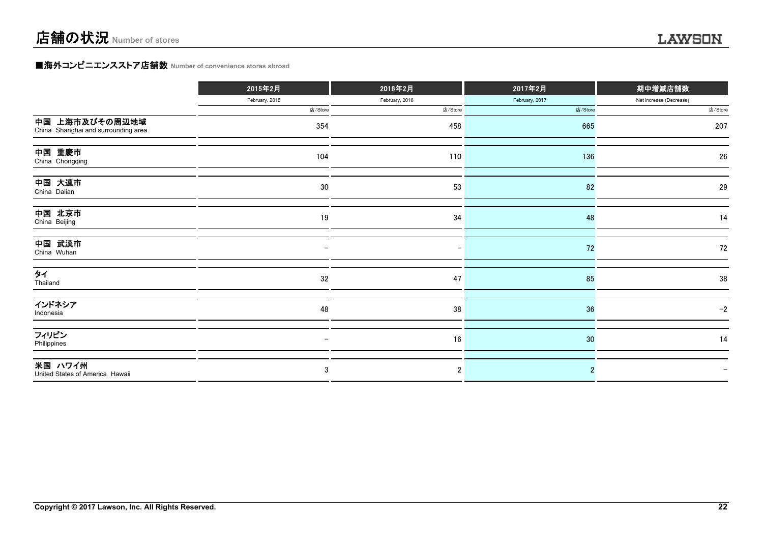# 店舗の状況 Number of stores

## ■海外コンビニエンスストア店舗数 Number of convenience stores abroad

| | 2015年2月<br>February, 2015<br>店/Store | 2016年2月<br>February, 2016<br>店/Store | 2017年2月<br>February, 2017<br>店/Store | 期中増減店舗数<br>Net increase (Decrease)<br>店/Store |
|---|---|---|---|---|
| 中国 上海市及びその周辺地域<br>China Shanghai and surrounding area | 354 | 458 | 665 | 207 |
| 中国 重慶市<br>China Chongqing | 104 | 110 | 136 | 26 |
| 中国 大連市<br>China Dalian | 30 | 53 | 82 | 29 |
| 中国 北京市<br>China Beijing | 19 | 34 | 48 | 14 |
| 中国 武漢市<br>China Wuhan | − | − | 72 | 72 |
| タイ<br>Thailand | 32 | 47 | 85 | 38 |
| インドネシア<br>Indonesia | 48 | 38 | 36 | −2 |
| フィリピン<br>Philippines | − | 16 | 30 | 14 |
| 米国 ハワイ州<br>United States of America Hawaii | 3 | 2 | 2 | − |

Copyright © 2017 Lawson, Inc. All Rights Reserved.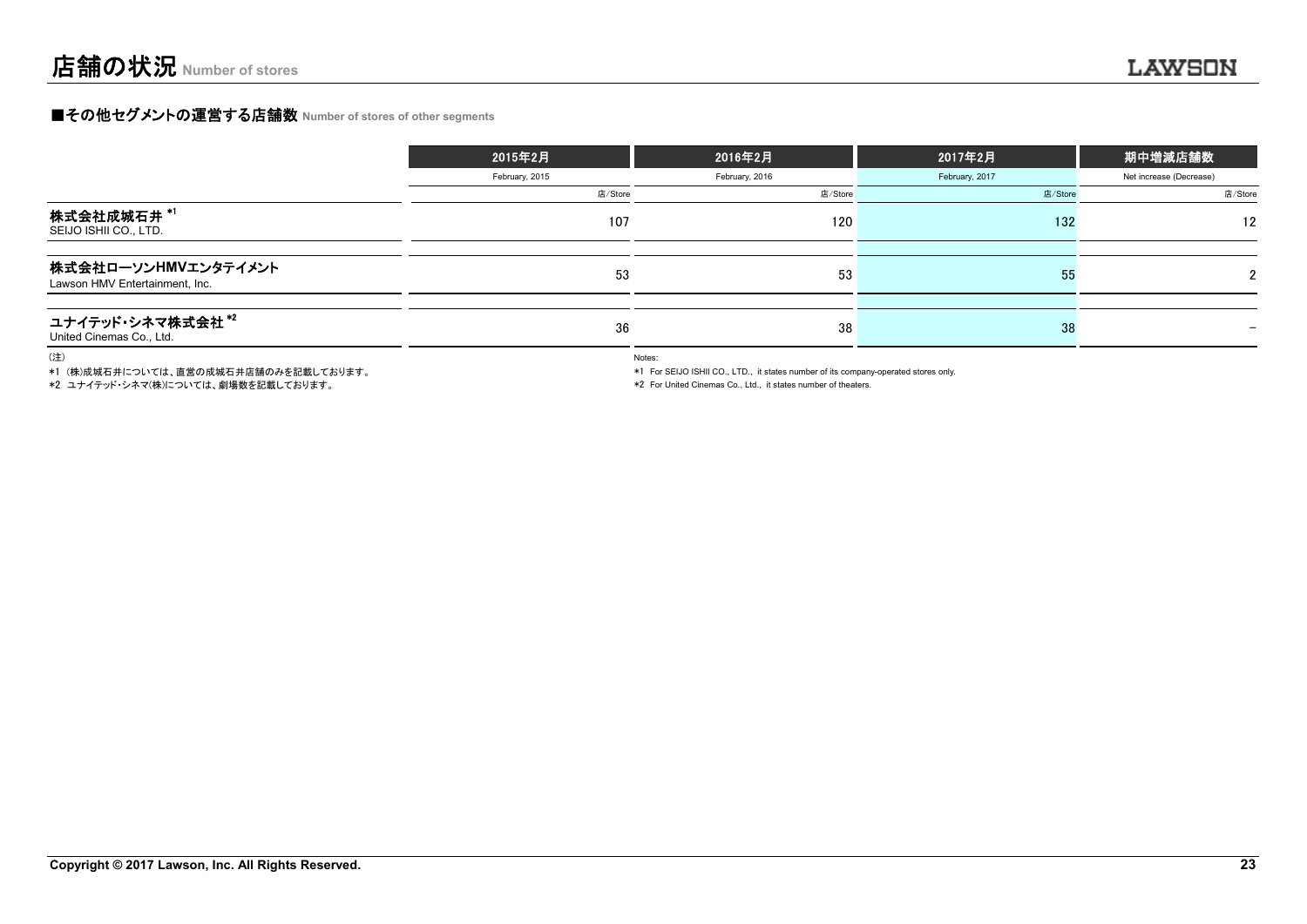# 店舗の状況 Number of stores

## ■その他セグメントの運営する店舗数 Number of stores of other segments

| | 2015年2月<br>February, 2015 | 2016年2月<br>February, 2016 | 2017年2月<br>February, 2017 | 期中増減店舗数<br>Net increase (Decrease) |
|---|---|---|---|---|
| | 店/Store | 店/Store | 店/Store | 店/Store |
| **株式会社成城石井** *1<br>SEIJO ISHII CO., LTD. | 107 | 120 | 132 | 12 |
| **株式会社ローソンHMVエンタテイメント**<br>Lawson HMV Entertainment, Inc. | 53 | 53 | 55 | 2 |
| **ユナイテッド・シネマ株式会社** *2<br>United Cinemas Co., Ltd. | 36 | 38 | 38 | − |

（注）
*1 (株)成城石井については、直営の成城石井店舗のみを記載しております。
*2 ユナイテッド・シネマ(株)については、劇場数を記載しております。

Notes:
*1 For SEIJO ISHII CO., LTD., it states number of its company-operated stores only.
*2 For United Cinemas Co., Ltd., it states number of theaters.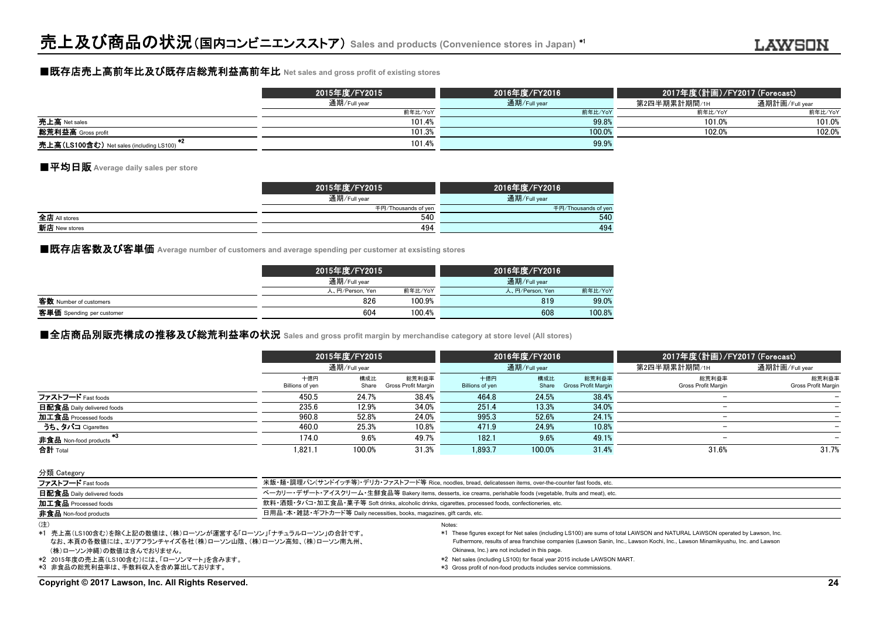# 売上及び商品の状況（国内コンビニエンスストア） Sales and products (Convenience stores in Japan) *1

## ■既存店売上高前年比及び既存店総荒利益高前年比 Net sales and gross profit of existing stores

| | 2015年度/FY2015 | 2016年度/FY2016 | 2017年度（計画）/FY2017 (Forecast) | |
|---|---|---|---|---|
| | 通期/Full year | 通期/Full year | 第2四半期累計期間/1H | 通期計画/Full year |
| | 前年比/YoY | 前年比/YoY | 前年比/YoY | 前年比/YoY |
| 売上高 Net sales | 101.4% | 99.8% | 101.0% | 101.0% |
| 総荒利益高 Gross profit | 101.3% | 100.0% | 102.0% | 102.0% |
| 売上高（LS100含む） Net sales (including LS100) *2 | 101.4% | 99.9% | | |

## ■平均日販 Average daily sales per store

| | 2015年度/FY2015 | 2016年度/FY2016 |
|---|---|---|
| | 通期/Full year | 通期/Full year |
| | 千円/Thousands of yen | 千円/Thousands of yen |
| 全店 All stores | 540 | 540 |
| 新店 New stores | 494 | 494 |

## ■既存店客数及び客単価 Average number of customers and average spending per customer at exsisting stores

| | 2015年度/FY2015 | | 2016年度/FY2016 | |
|---|---|---|---|---|
| | 通期/Full year | | 通期/Full year | |
| | 人、円/Person, Yen | 前年比/YoY | 人、円/Person, Yen | 前年比/YoY |
| 客数 Number of customers | 826 | 100.9% | 819 | 99.0% |
| 客単価 Spending per customer | 604 | 100.4% | 608 | 100.8% |

## ■全店商品別販売構成の推移及び総荒利益率の状況 Sales and gross profit margin by merchandise category at store level (All stores)

| | 2015年度/FY2015 | | | 2016年度/FY2016 | | | 2017年度（計画）/FY2017 (Forecast) | |
|---|---|---|---|---|---|---|---|---|
| | 通期/Full year | | | 通期/Full year | | | 第2四半期累計期間/1H | 通期計画/Full year |
| | 十億円 Billions of yen | 構成比 Share | 総荒利益率 Gross Profit Margin | 十億円 Billions of yen | 構成比 Share | 総荒利益率 Gross Profit Margin | 総荒利益率 Gross Profit Margin | 総荒利益率 Gross Profit Margin |
| ファストフード Fast foods | 450.5 | 24.7% | 38.4% | 464.8 | 24.5% | 38.4% | − | − |
| 日配食品 Daily delivered foods | 235.6 | 12.9% | 34.0% | 251.4 | 13.3% | 34.0% | − | − |
| 加工食品 Processed foods | 960.8 | 52.8% | 24.0% | 995.3 | 52.6% | 24.1% | − | − |
| うち、タバコ Cigarettes | 460.0 | 25.3% | 10.8% | 471.9 | 24.9% | 10.8% | − | − |
| 非食品 Non-food products *3 | 174.0 | 9.6% | 49.7% | 182.1 | 9.6% | 49.1% | − | − |
| 合計 Total | 1,821.1 | 100.0% | 31.3% | 1,893.7 | 100.0% | 31.4% | 31.6% | 31.7% |

| 分類 Category | |
|---|---|
| ファストフード Fast foods | 米飯・麺・調理パン(サンドイッチ等)・デリカ・ファストフード等 Rice, noodles, bread, delicatessen items, over-the-counter fast foods, etc. |
| 日配食品 Daily delivered foods | ベーカリー・デザート・アイスクリーム・生鮮食品等 Bakery items, desserts, ice creams, perishable foods (vegetable, fruits and meat), etc. |
| 加工食品 Processed foods | 飲料・酒類・タバコ・加工食品・菓子等 Soft drinks, alcoholic drinks, cigarettes, processed foods, confectioneries, etc. |
| 非食品 Non-food products | 日用品・本・雑誌・ギフトカード等 Daily necessities, books, magazines, gift cards, etc. |

（注）
*1 売上高（LS100含む）を除く上記の数値は、(株)ローソンが運営する「ローソン」「ナチュラルローソン」の合計です。
　なお、本頁の各数値には、エリアフランチャイズ各社(株)ローソン山陰、(株)ローソン高知、(株)ローソン南九州、
　(株)ローソン沖縄）の数値は含んでおりません。
*2 2015年度の売上高（LS100含む）には、「ローソンマート」を含みます。
*3 非食品の総荒利益率は、手数料収入を含め算出しております。

Notes:
*1 These figures except for Net sales (including LS100) are sums of total LAWSON and NATURAL LAWSON operated by Lawson, Inc.
　Futhermore, results of area franchise companies (Lawson Sanin, Inc., Lawson Kochi, Inc., Lawson Minamikyushu, Inc. and Lawson Okinawa, Inc.) are not included in this page.
*2 Net sales (including LS100) for fiscal year 2015 include LAWSON MART.
*3 Gross profit of non-food products includes service commissions.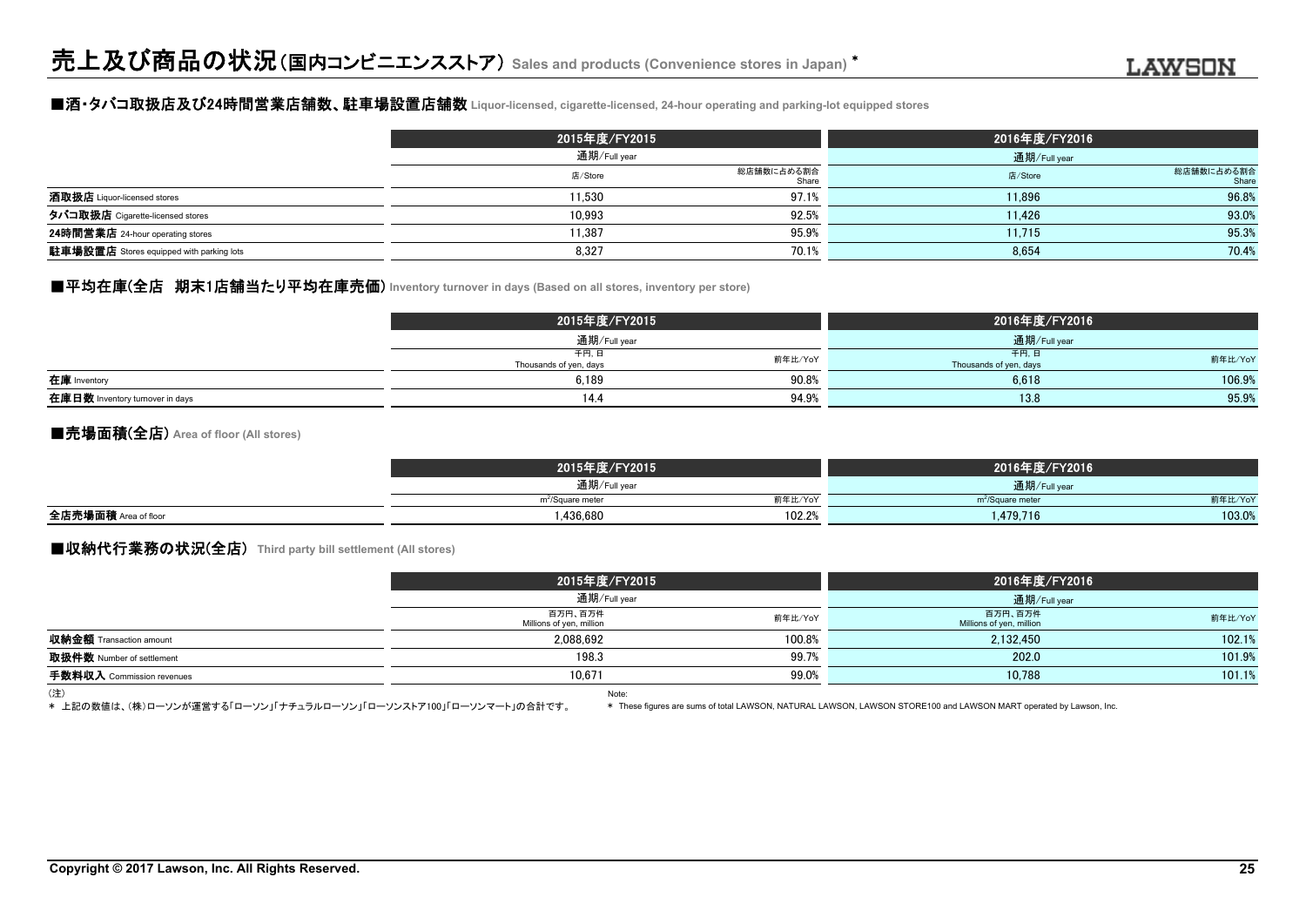# 売上及び商品の状況（国内コンビニエンスストア） Sales and products (Convenience stores in Japan) *

## ■酒・タバコ取扱店及び24時間営業店舗数、駐車場設置店舗数 Liquor-licensed, cigarette-licensed, 24-hour operating and parking-lot equipped stores

| | 2015年度/FY2015 | | 2016年度/FY2016 | |
|---|---|---|---|---|
| | 通期/Full year | | 通期/Full year | |
| | 店/Store | 総店舗数に占める割合 Share | 店/Store | 総店舗数に占める割合 Share |
| **酒取扱店** Liquor-licensed stores | 11,530 | 97.1% | 11,896 | 96.8% |
| **タバコ取扱店** Cigarette-licensed stores | 10,993 | 92.5% | 11,426 | 93.0% |
| **24時間営業店** 24-hour operating stores | 11,387 | 95.9% | 11,715 | 95.3% |
| **駐車場設置店** Stores equipped with parking lots | 8,327 | 70.1% | 8,654 | 70.4% |

## ■平均在庫(全店　期末1店舗当たり平均在庫売価) Inventory turnover in days (Based on all stores, inventory per store)

| | 2015年度/FY2015 | | 2016年度/FY2016 | |
|---|---|---|---|---|
| | 通期/Full year | | 通期/Full year | |
| | 千円、日 Thousands of yen, days | 前年比/YoY | 千円、日 Thousands of yen, days | 前年比/YoY |
| **在庫** Inventory | 6,189 | 90.8% | 6,618 | 106.9% |
| **在庫日数** Inventory turnover in days | 14.4 | 94.9% | 13.8 | 95.9% |

## ■売場面積(全店) Area of floor (All stores)

| | 2015年度/FY2015 | | 2016年度/FY2016 | |
|---|---|---|---|---|
| | 通期/Full year | | 通期/Full year | |
| | $m^2$/Square meter | 前年比/YoY | $m^2$/Square meter | 前年比/YoY |
| **全店売場面積** Area of floor | 1,436,680 | 102.2% | 1,479,716 | 103.0% |

## ■収納代行業務の状況(全店) Third party bill settlement (All stores)

| | 2015年度/FY2015 | | 2016年度/FY2016 | |
|---|---|---|---|---|
| | 通期/Full year | | 通期/Full year | |
| | 百万円、百万件 Millions of yen, million | 前年比/YoY | 百万円、百万件 Millions of yen, million | 前年比/YoY |
| **収納金額** Transaction amount | 2,088,692 | 100.8% | 2,132,450 | 102.1% |
| **取扱件数** Number of settlement | 198.3 | 99.7% | 202.0 | 101.9% |
| **手数料収入** Commission revenues | 10,671 | 99.0% | 10,788 | 101.1% |

(注)
* 上記の数値は、(株)ローソンが運営する「ローソン」「ナチュラルローソン」「ローソンストア100」「ローソンマート」の合計です。

Note:
* These figures are sums of total LAWSON, NATURAL LAWSON, LAWSON STORE100 and LAWSON MART operated by Lawson, Inc.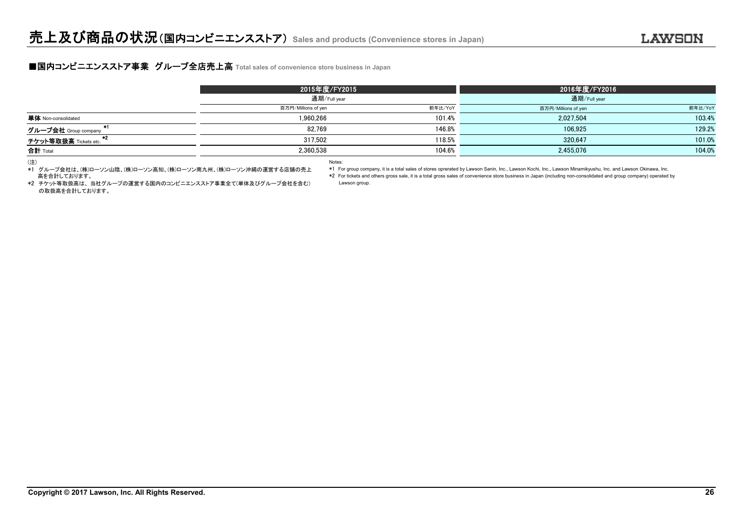# 売上及び商品の状況（国内コンビニエンスストア） Sales and products (Convenience stores in Japan)

## ■国内コンビニエンスストア事業　グループ全店売上高 Total sales of convenience store business in Japan

| | 2015年度/FY2015 | | 2016年度/FY2016 | |
|---|---|---|---|---|
| | 通期/Full year | | 通期/Full year | |
| | 百万円/Millions of yen | 前年比/YoY | 百万円/Millions of yen | 前年比/YoY |
| **単体** Non-consolidated | 1,960,266 | 101.4% | 2,027,504 | 103.4% |
| **グループ会社** Group company *1 | 82,769 | 146.8% | 106,925 | 129.2% |
| **チケット等取扱高** Tickets etc. *2 | 317,502 | 118.5% | 320,647 | 101.0% |
| **合計** Total | 2,360,538 | 104.6% | 2,455,076 | 104.0% |

（注）

*1 グループ会社は、(株)ローソン山陰、(株)ローソン高知、(株)ローソン南九州、(株)ローソン沖縄の運営する店舗の売上高を合計しております。

*2 チケット等取扱高は、当社グループの運営する国内のコンビニエンスストア事業全て(単体及びグループ会社を含む)の取扱高を合計しております。

Notes:

*1 For group company, it is a total sales of stores oprerated by Lawson Sanin, Inc., Lawson Kochi, Inc., Lawson Minamikyushu, Inc. and Lawson Okinawa, Inc.

*2 For tickets and others gross sale, it is a total gross sales of convenience store business in Japan (including non-consolidated and group company) operated by Lawson group.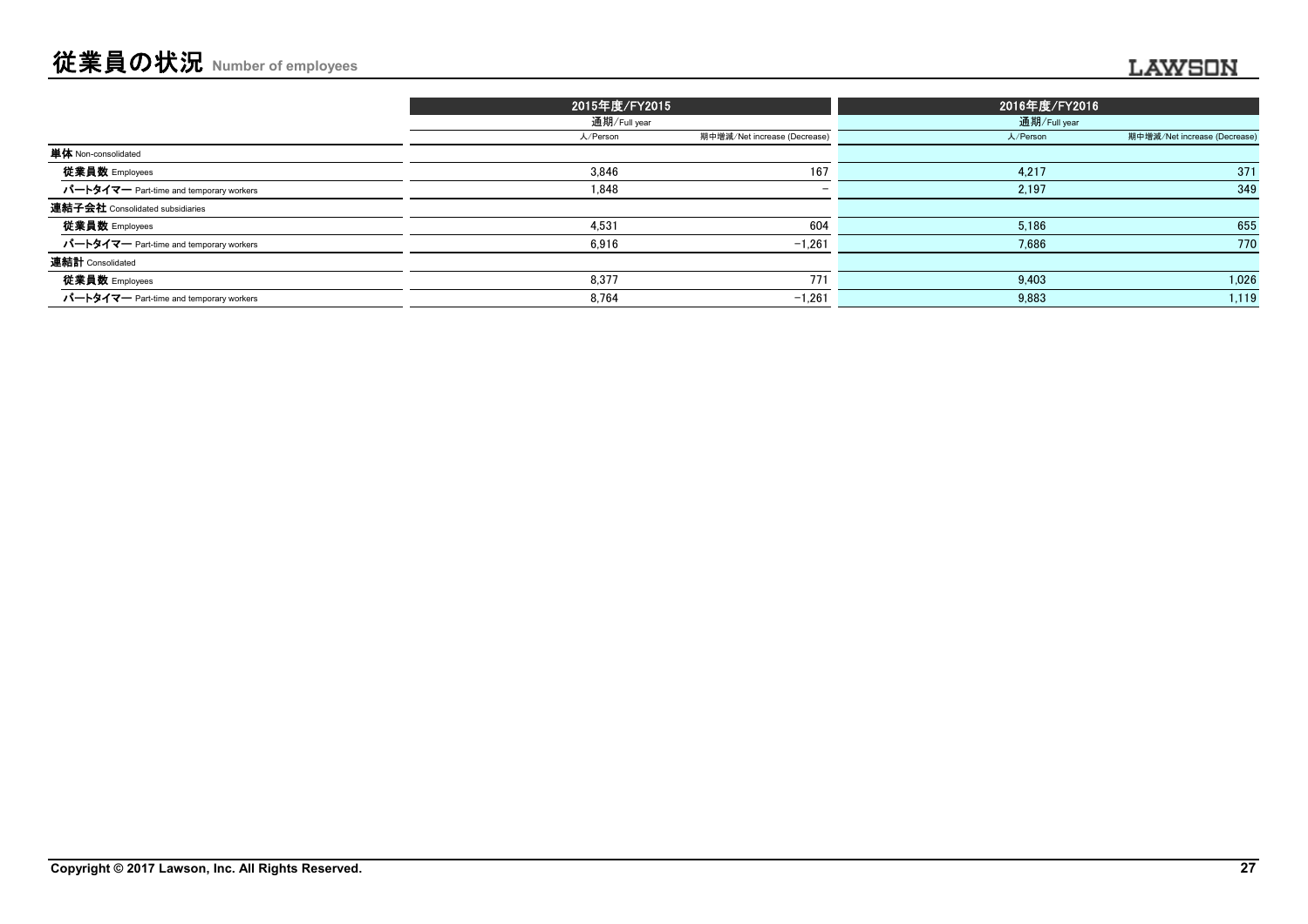# 従業員の状況 Number of employees

| | 2015年度/FY2015 | | 2016年度/FY2016 | |
|---|---|---|---|---|
| | 通期/Full year | | 通期/Full year | |
| | 人/Person | 期中増減/Net increase (Decrease) | 人/Person | 期中増減/Net increase (Decrease) |
| **単体** Non-consolidated | | | | |
| **従業員数** Employees | 3,846 | 167 | 4,217 | 371 |
| **パートタイマー** Part-time and temporary workers | 1,848 | − | 2,197 | 349 |
| **連結子会社** Consolidated subsidiaries | | | | |
| **従業員数** Employees | 4,531 | 604 | 5,186 | 655 |
| **パートタイマー** Part-time and temporary workers | 6,916 | −1,261 | 7,686 | 770 |
| **連結計** Consolidated | | | | |
| **従業員数** Employees | 8,377 | 771 | 9,403 | 1,026 |
| **パートタイマー** Part-time and temporary workers | 8,764 | −1,261 | 9,883 | 1,119 |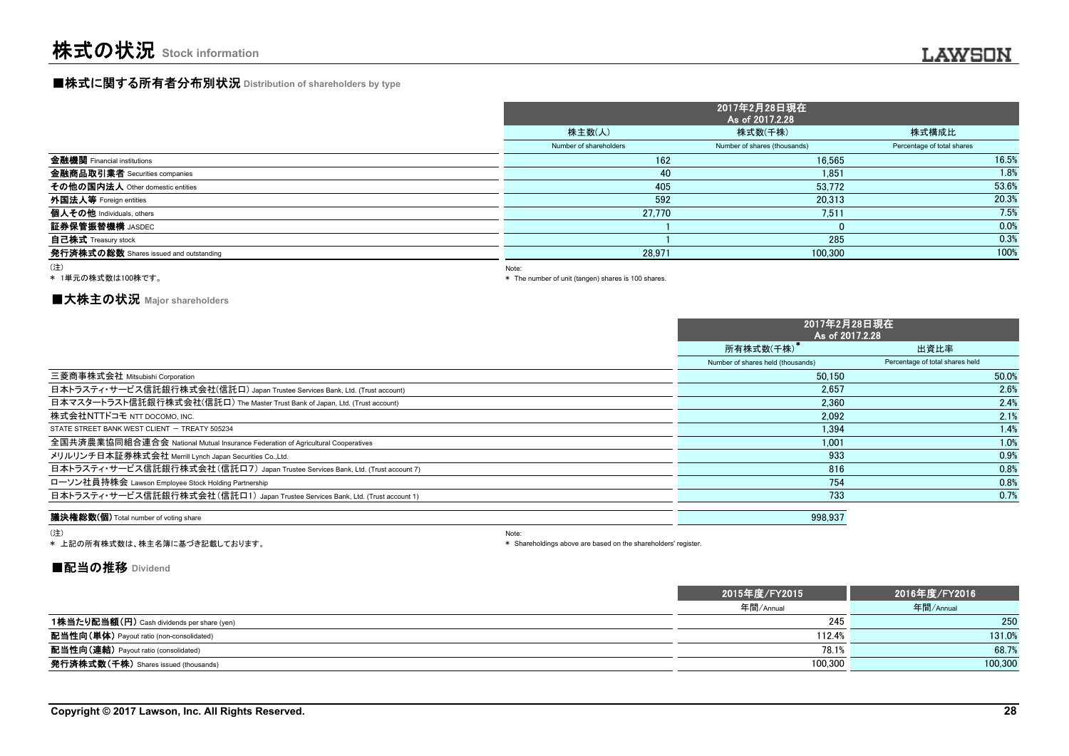# 株式の状況 Stock information

## ■株式に関する所有者分布別状況 Distribution of shareholders by type

| | 2017年2月28日現在 As of 2017.2.28 | | |
|---|---|---|---|
| | 株主数(人) Number of shareholders | 株式数(千株) Number of shares (thousands) | 株式構成比 Percentage of total shares |
| **金融機関** Financial institutions | 162 | 16,565 | 16.5% |
| **金融商品取引業者** Securities companies | 40 | 1,851 | 1.8% |
| **その他の国内法人** Other domestic entities | 405 | 53,772 | 53.6% |
| **外国法人等** Foreign entities | 592 | 20,313 | 20.3% |
| **個人その他** Individuals, others | 27,770 | 7,511 | 7.5% |
| **証券保管振替機構** JASDEC | 1 | 0 | 0.0% |
| **自己株式** Treasury stock | 1 | 285 | 0.3% |
| **発行済株式の総数** Shares issued and outstanding | 28,971 | 100,300 | 100% |

(注)
* 1単元の株式数は100株です。

Note:
* The number of unit (tangen) shares is 100 shares.

## ■大株主の状況 Major shareholders

| | 2017年2月28日現在 As of 2017.2.28 | |
|---|---|---|
| | 所有株式数(千株)* Number of shares held (thousands) | 出資比率 Percentage of total shares held |
| 三菱商事株式会社 Mitsubishi Corporation | 50,150 | 50.0% |
| 日本トラスティ・サービス信託銀行株式会社(信託口) Japan Trustee Services Bank, Ltd. (Trust account) | 2,657 | 2.6% |
| 日本マスタートラスト信託銀行株式会社(信託口) The Master Trust Bank of Japan, Ltd. (Trust account) | 2,360 | 2.4% |
| 株式会社NTTドコモ NTT DOCOMO, INC. | 2,092 | 2.1% |
| STATE STREET BANK WEST CLIENT － TREATY 505234 | 1,394 | 1.4% |
| 全国共済農業協同組合連合会 National Mutual Insurance Federation of Agricultural Cooperatives | 1,001 | 1.0% |
| メリルリンチ日本証券株式会社 Merrill Lynch Japan Securities Co.,Ltd. | 933 | 0.9% |
| 日本トラスティ・サービス信託銀行株式会社(信託口7) Japan Trustee Services Bank, Ltd. (Trust account 7) | 816 | 0.8% |
| ローソン社員持株会 Lawson Employee Stock Holding Partnership | 754 | 0.8% |
| 日本トラスティ・サービス信託銀行株式会社(信託口1) Japan Trustee Services Bank, Ltd. (Trust account 1) | 733 | 0.7% |
| **議決権総数(個)** Total number of voting share | 998,937 | |

(注)
* 上記の所有株式数は、株主名簿に基づき記載しております。

Note:
* Shareholdings above are based on the shareholders' register.

## ■配当の推移 Dividend

| | 2015年度/FY2015 | 2016年度/FY2016 |
|---|---|---|
| | 年間/Annual | 年間/Annual |
| **1株当たり配当額(円)** Cash dividends per share (yen) | 245 | 250 |
| **配当性向(単体)** Payout ratio (non-consolidated) | 112.4% | 131.0% |
| **配当性向(連結)** Payout ratio (consolidated) | 78.1% | 68.7% |
| **発行済株式数(千株)** Shares issued (thousands) | 100,300 | 100,300 |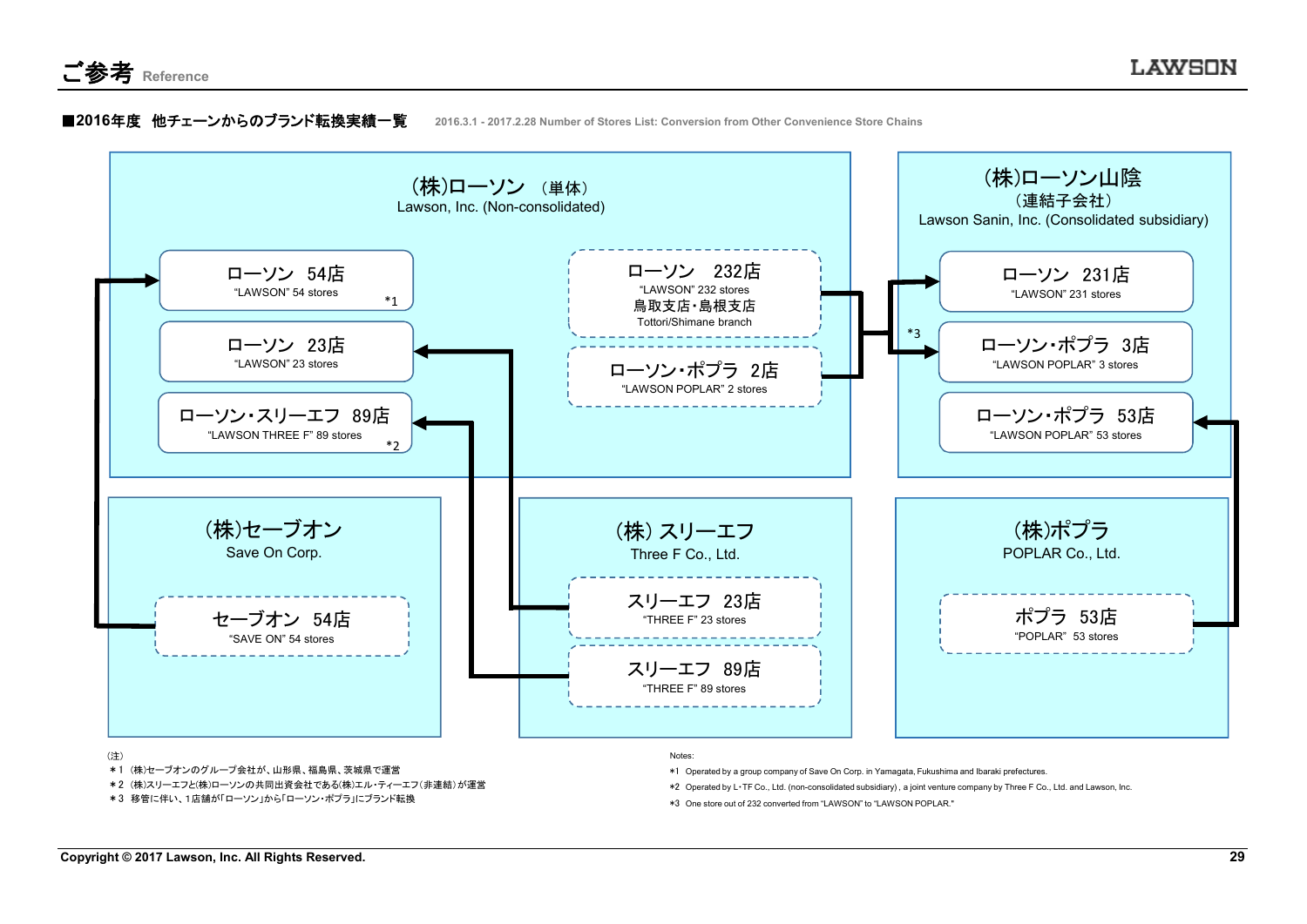# ご参考 Reference

## ■2016年度 他チェーンからのブランド転換実績一覧 2016.3.1 - 2017.2.28 Number of Stores List: Conversion from Other Convenience Store Chains

### (株)ローソン (単体)
Lawson, Inc. (Non-consolidated)

- ローソン 54店 "LAWSON" 54 stores *1
- ローソン 23店 "LAWSON" 23 stores
- ローソン・スリーエフ 89店 "LAWSON THREE F" 89 stores *2
- ローソン 232店 "LAWSON" 232 stores 鳥取支店・島根支店 Tottori/Shimane branch
- ローソン・ポプラ 2店 "LAWSON POPLAR" 2 stores

### (株)ローソン山陰
(連結子会社)
Lawson Sanin, Inc. (Consolidated subsidiary)

- ローソン 231店 "LAWSON" 231 stores
- ローソン・ポプラ 3店 "LAWSON POPLAR" 3 stores *3
- ローソン・ポプラ 53店 "LAWSON POPLAR" 53 stores

### (株)セーブオン
Save On Corp.

- セーブオン 54店 "SAVE ON" 54 stores

### (株) スリーエフ
Three F Co., Ltd.

- スリーエフ 23店 "THREE F" 23 stores
- スリーエフ 89店 "THREE F" 89 stores

### (株)ポプラ
POPLAR Co., Ltd.

- ポプラ 53店 "POPLAR" 53 stores

(注)
＊1 (株)セーブオンのグループ会社が、山形県、福島県、茨城県で運営
＊2 (株)スリーエフと(株)ローソンの共同出資会社である(株)エル・ティーエフ(非連結)が運営
＊3 移管に伴い、1店舗が「ローソン」から「ローソン・ポプラ」にブランド転換

Notes:
*1 Operated by a group company of Save On Corp. in Yamagata, Fukushima and Ibaraki prefectures.
*2 Operated by L･TF Co., Ltd. (non-consolidated subsidiary) , a joint venture company by Three F Co., Ltd. and Lawson, Inc.
*3 One store out of 232 converted from "LAWSON" to "LAWSON POPLAR."